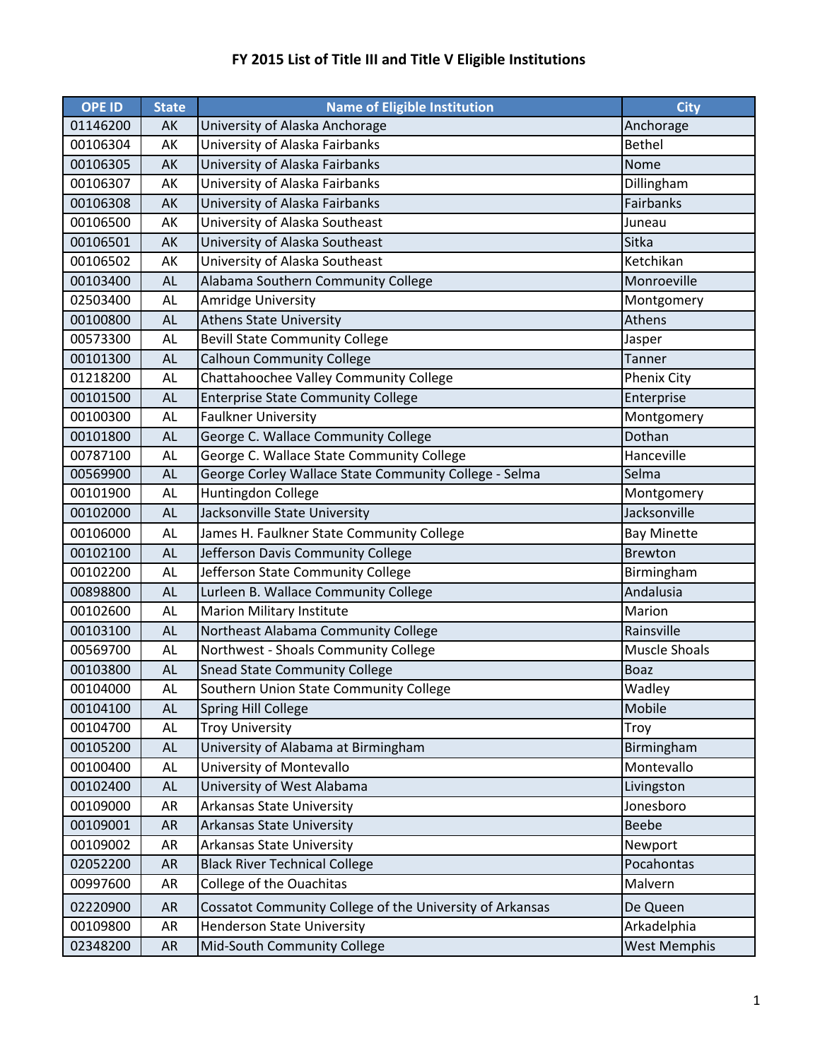# FY 2015 List of Title III and Title V Eligible Institutions

| OPE ID | State | Name of Eligible Institution | City |
|---|---|---|---|
| 01146200 | AK | University of Alaska Anchorage | Anchorage |
| 00106304 | AK | University of Alaska Fairbanks | Bethel |
| 00106305 | AK | University of Alaska Fairbanks | Nome |
| 00106307 | AK | University of Alaska Fairbanks | Dillingham |
| 00106308 | AK | University of Alaska Fairbanks | Fairbanks |
| 00106500 | AK | University of Alaska Southeast | Juneau |
| 00106501 | AK | University of Alaska Southeast | Sitka |
| 00106502 | AK | University of Alaska Southeast | Ketchikan |
| 00103400 | AL | Alabama Southern Community College | Monroeville |
| 02503400 | AL | Amridge University | Montgomery |
| 00100800 | AL | Athens State University | Athens |
| 00573300 | AL | Bevill State Community College | Jasper |
| 00101300 | AL | Calhoun Community College | Tanner |
| 01218200 | AL | Chattahoochee Valley Community College | Phenix City |
| 00101500 | AL | Enterprise State Community College | Enterprise |
| 00100300 | AL | Faulkner University | Montgomery |
| 00101800 | AL | George C. Wallace Community College | Dothan |
| 00787100 | AL | George C. Wallace State Community College | Hanceville |
| 00569900 | AL | George Corley Wallace State Community College - Selma | Selma |
| 00101900 | AL | Huntingdon College | Montgomery |
| 00102000 | AL | Jacksonville State University | Jacksonville |
| 00106000 | AL | James H. Faulkner State Community College | Bay Minette |
| 00102100 | AL | Jefferson Davis Community College | Brewton |
| 00102200 | AL | Jefferson State Community College | Birmingham |
| 00898800 | AL | Lurleen B. Wallace Community College | Andalusia |
| 00102600 | AL | Marion Military Institute | Marion |
| 00103100 | AL | Northeast Alabama Community College | Rainsville |
| 00569700 | AL | Northwest - Shoals Community College | Muscle Shoals |
| 00103800 | AL | Snead State Community College | Boaz |
| 00104000 | AL | Southern Union State Community College | Wadley |
| 00104100 | AL | Spring Hill College | Mobile |
| 00104700 | AL | Troy University | Troy |
| 00105200 | AL | University of Alabama at Birmingham | Birmingham |
| 00100400 | AL | University of Montevallo | Montevallo |
| 00102400 | AL | University of West Alabama | Livingston |
| 00109000 | AR | Arkansas State University | Jonesboro |
| 00109001 | AR | Arkansas State University | Beebe |
| 00109002 | AR | Arkansas State University | Newport |
| 02052200 | AR | Black River Technical College | Pocahontas |
| 00997600 | AR | College of the Ouachitas | Malvern |
| 02220900 | AR | Cossatot Community College of the University of Arkansas | De Queen |
| 00109800 | AR | Henderson State University | Arkadelphia |
| 02348200 | AR | Mid-South Community College | West Memphis |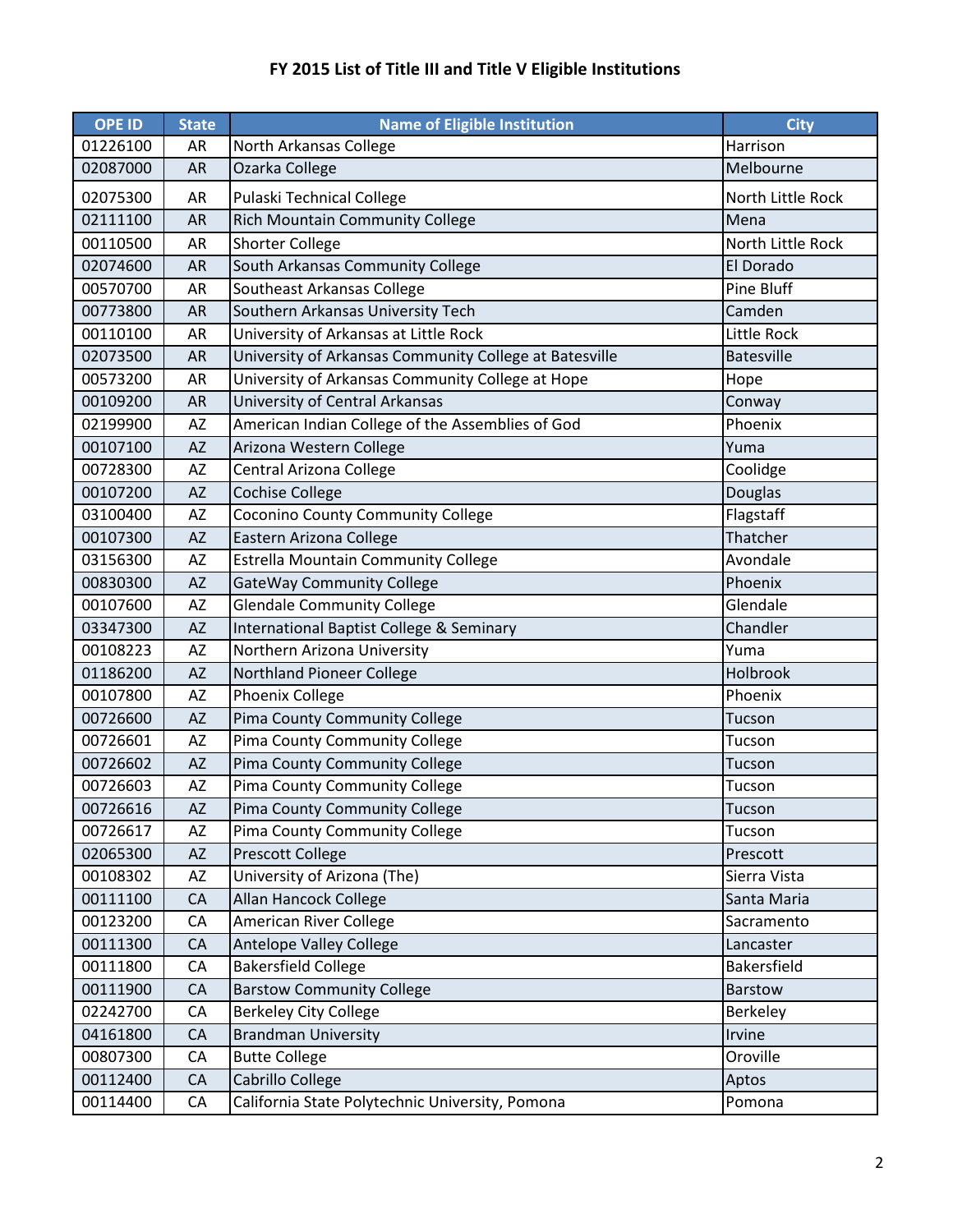# FY 2015 List of Title III and Title V Eligible Institutions

| OPE ID | State | Name of Eligible Institution | City |
|---|---|---|---|
| 01226100 | AR | North Arkansas College | Harrison |
| 02087000 | AR | Ozarka College | Melbourne |
| 02075300 | AR | Pulaski Technical College | North Little Rock |
| 02111100 | AR | Rich Mountain Community College | Mena |
| 00110500 | AR | Shorter College | North Little Rock |
| 02074600 | AR | South Arkansas Community College | El Dorado |
| 00570700 | AR | Southeast Arkansas College | Pine Bluff |
| 00773800 | AR | Southern Arkansas University Tech | Camden |
| 00110100 | AR | University of Arkansas at Little Rock | Little Rock |
| 02073500 | AR | University of Arkansas Community College at Batesville | Batesville |
| 00573200 | AR | University of Arkansas Community College at Hope | Hope |
| 00109200 | AR | University of Central Arkansas | Conway |
| 02199900 | AZ | American Indian College of the Assemblies of God | Phoenix |
| 00107100 | AZ | Arizona Western College | Yuma |
| 00728300 | AZ | Central Arizona College | Coolidge |
| 00107200 | AZ | Cochise College | Douglas |
| 03100400 | AZ | Coconino County Community College | Flagstaff |
| 00107300 | AZ | Eastern Arizona College | Thatcher |
| 03156300 | AZ | Estrella Mountain Community College | Avondale |
| 00830300 | AZ | GateWay Community College | Phoenix |
| 00107600 | AZ | Glendale Community College | Glendale |
| 03347300 | AZ | International Baptist College & Seminary | Chandler |
| 00108223 | AZ | Northern Arizona University | Yuma |
| 01186200 | AZ | Northland Pioneer College | Holbrook |
| 00107800 | AZ | Phoenix College | Phoenix |
| 00726600 | AZ | Pima County Community College | Tucson |
| 00726601 | AZ | Pima County Community College | Tucson |
| 00726602 | AZ | Pima County Community College | Tucson |
| 00726603 | AZ | Pima County Community College | Tucson |
| 00726616 | AZ | Pima County Community College | Tucson |
| 00726617 | AZ | Pima County Community College | Tucson |
| 02065300 | AZ | Prescott College | Prescott |
| 00108302 | AZ | University of Arizona (The) | Sierra Vista |
| 00111100 | CA | Allan Hancock College | Santa Maria |
| 00123200 | CA | American River College | Sacramento |
| 00111300 | CA | Antelope Valley College | Lancaster |
| 00111800 | CA | Bakersfield College | Bakersfield |
| 00111900 | CA | Barstow Community College | Barstow |
| 02242700 | CA | Berkeley City College | Berkeley |
| 04161800 | CA | Brandman University | Irvine |
| 00807300 | CA | Butte College | Oroville |
| 00112400 | CA | Cabrillo College | Aptos |
| 00114400 | CA | California State Polytechnic University, Pomona | Pomona |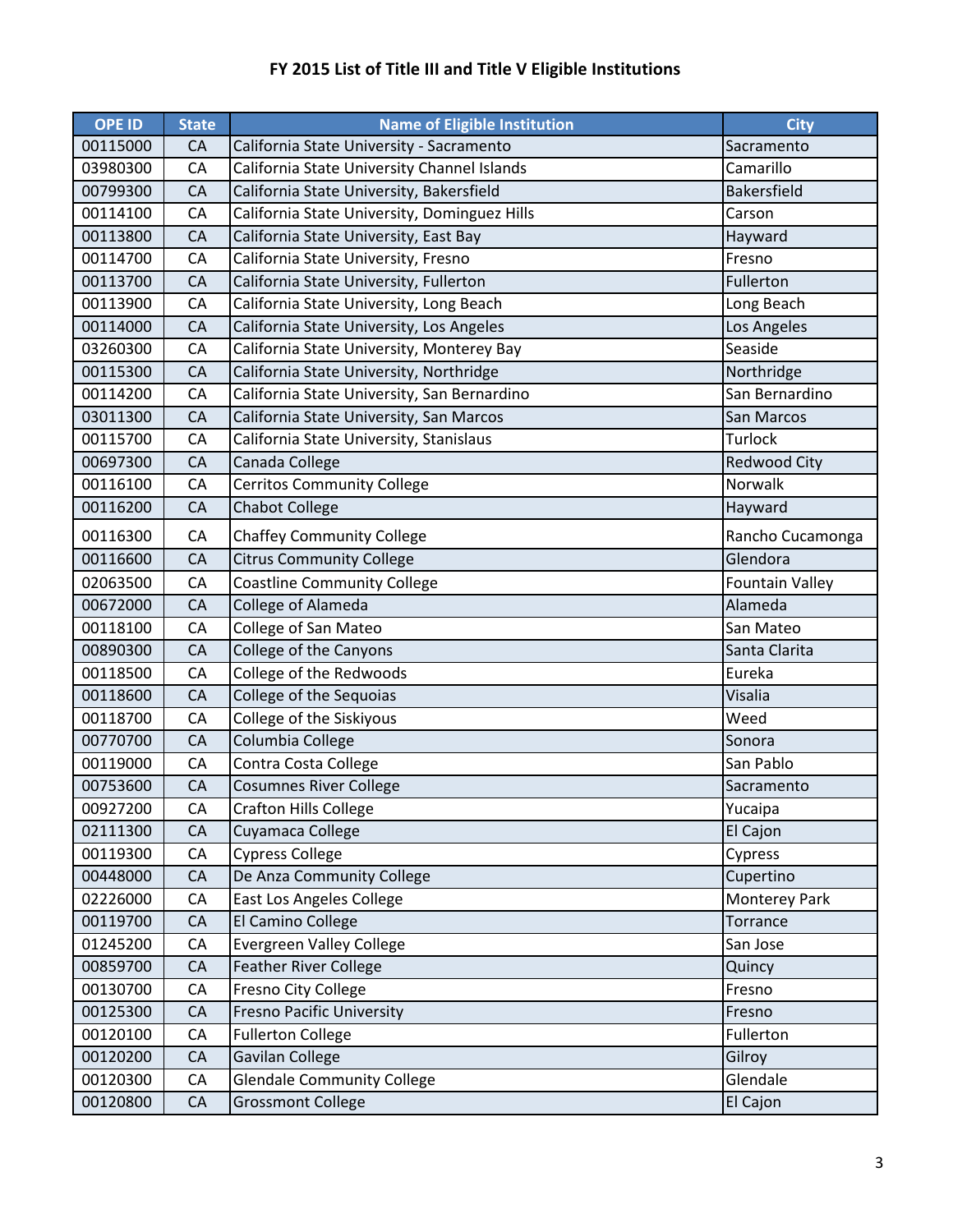# FY 2015 List of Title III and Title V Eligible Institutions

| OPE ID | State | Name of Eligible Institution | City |
|---|---|---|---|
| 00115000 | CA | California State University - Sacramento | Sacramento |
| 03980300 | CA | California State University Channel Islands | Camarillo |
| 00799300 | CA | California State University, Bakersfield | Bakersfield |
| 00114100 | CA | California State University, Dominguez Hills | Carson |
| 00113800 | CA | California State University, East Bay | Hayward |
| 00114700 | CA | California State University, Fresno | Fresno |
| 00113700 | CA | California State University, Fullerton | Fullerton |
| 00113900 | CA | California State University, Long Beach | Long Beach |
| 00114000 | CA | California State University, Los Angeles | Los Angeles |
| 03260300 | CA | California State University, Monterey Bay | Seaside |
| 00115300 | CA | California State University, Northridge | Northridge |
| 00114200 | CA | California State University, San Bernardino | San Bernardino |
| 03011300 | CA | California State University, San Marcos | San Marcos |
| 00115700 | CA | California State University, Stanislaus | Turlock |
| 00697300 | CA | Canada College | Redwood City |
| 00116100 | CA | Cerritos Community College | Norwalk |
| 00116200 | CA | Chabot College | Hayward |
| 00116300 | CA | Chaffey Community College | Rancho Cucamonga |
| 00116600 | CA | Citrus Community College | Glendora |
| 02063500 | CA | Coastline Community College | Fountain Valley |
| 00672000 | CA | College of Alameda | Alameda |
| 00118100 | CA | College of San Mateo | San Mateo |
| 00890300 | CA | College of the Canyons | Santa Clarita |
| 00118500 | CA | College of the Redwoods | Eureka |
| 00118600 | CA | College of the Sequoias | Visalia |
| 00118700 | CA | College of the Siskiyous | Weed |
| 00770700 | CA | Columbia College | Sonora |
| 00119000 | CA | Contra Costa College | San Pablo |
| 00753600 | CA | Cosumnes River College | Sacramento |
| 00927200 | CA | Crafton Hills College | Yucaipa |
| 02111300 | CA | Cuyamaca College | El Cajon |
| 00119300 | CA | Cypress College | Cypress |
| 00448000 | CA | De Anza Community College | Cupertino |
| 02226000 | CA | East Los Angeles College | Monterey Park |
| 00119700 | CA | El Camino College | Torrance |
| 01245200 | CA | Evergreen Valley College | San Jose |
| 00859700 | CA | Feather River College | Quincy |
| 00130700 | CA | Fresno City College | Fresno |
| 00125300 | CA | Fresno Pacific University | Fresno |
| 00120100 | CA | Fullerton College | Fullerton |
| 00120200 | CA | Gavilan College | Gilroy |
| 00120300 | CA | Glendale Community College | Glendale |
| 00120800 | CA | Grossmont College | El Cajon |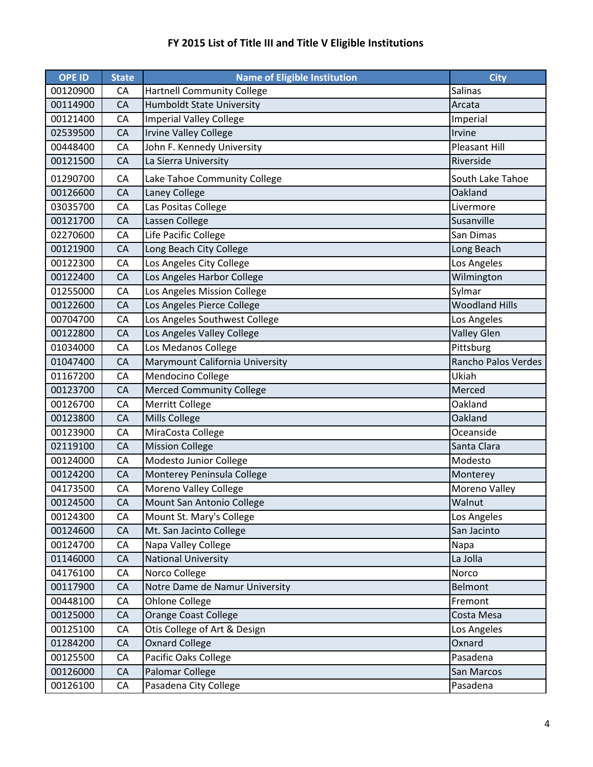# FY 2015 List of Title III and Title V Eligible Institutions

| OPE ID | State | Name of Eligible Institution | City |
|---|---|---|---|
| 00120900 | CA | Hartnell Community College | Salinas |
| 00114900 | CA | Humboldt State University | Arcata |
| 00121400 | CA | Imperial Valley College | Imperial |
| 02539500 | CA | Irvine Valley College | Irvine |
| 00448400 | CA | John F. Kennedy University | Pleasant Hill |
| 00121500 | CA | La Sierra University | Riverside |
| 01290700 | CA | Lake Tahoe Community College | South Lake Tahoe |
| 00126600 | CA | Laney College | Oakland |
| 03035700 | CA | Las Positas College | Livermore |
| 00121700 | CA | Lassen College | Susanville |
| 02270600 | CA | Life Pacific College | San Dimas |
| 00121900 | CA | Long Beach City College | Long Beach |
| 00122300 | CA | Los Angeles City College | Los Angeles |
| 00122400 | CA | Los Angeles Harbor College | Wilmington |
| 01255000 | CA | Los Angeles Mission College | Sylmar |
| 00122600 | CA | Los Angeles Pierce College | Woodland Hills |
| 00704700 | CA | Los Angeles Southwest College | Los Angeles |
| 00122800 | CA | Los Angeles Valley College | Valley Glen |
| 01034000 | CA | Los Medanos College | Pittsburg |
| 01047400 | CA | Marymount California University | Rancho Palos Verdes |
| 01167200 | CA | Mendocino College | Ukiah |
| 00123700 | CA | Merced Community College | Merced |
| 00126700 | CA | Merritt College | Oakland |
| 00123800 | CA | Mills College | Oakland |
| 00123900 | CA | MiraCosta College | Oceanside |
| 02119100 | CA | Mission College | Santa Clara |
| 00124000 | CA | Modesto Junior College | Modesto |
| 00124200 | CA | Monterey Peninsula College | Monterey |
| 04173500 | CA | Moreno Valley College | Moreno Valley |
| 00124500 | CA | Mount San Antonio College | Walnut |
| 00124300 | CA | Mount St. Mary's College | Los Angeles |
| 00124600 | CA | Mt. San Jacinto College | San Jacinto |
| 00124700 | CA | Napa Valley College | Napa |
| 01146000 | CA | National University | La Jolla |
| 04176100 | CA | Norco College | Norco |
| 00117900 | CA | Notre Dame de Namur University | Belmont |
| 00448100 | CA | Ohlone College | Fremont |
| 00125000 | CA | Orange Coast College | Costa Mesa |
| 00125100 | CA | Otis College of Art & Design | Los Angeles |
| 01284200 | CA | Oxnard College | Oxnard |
| 00125500 | CA | Pacific Oaks College | Pasadena |
| 00126000 | CA | Palomar College | San Marcos |
| 00126100 | CA | Pasadena City College | Pasadena |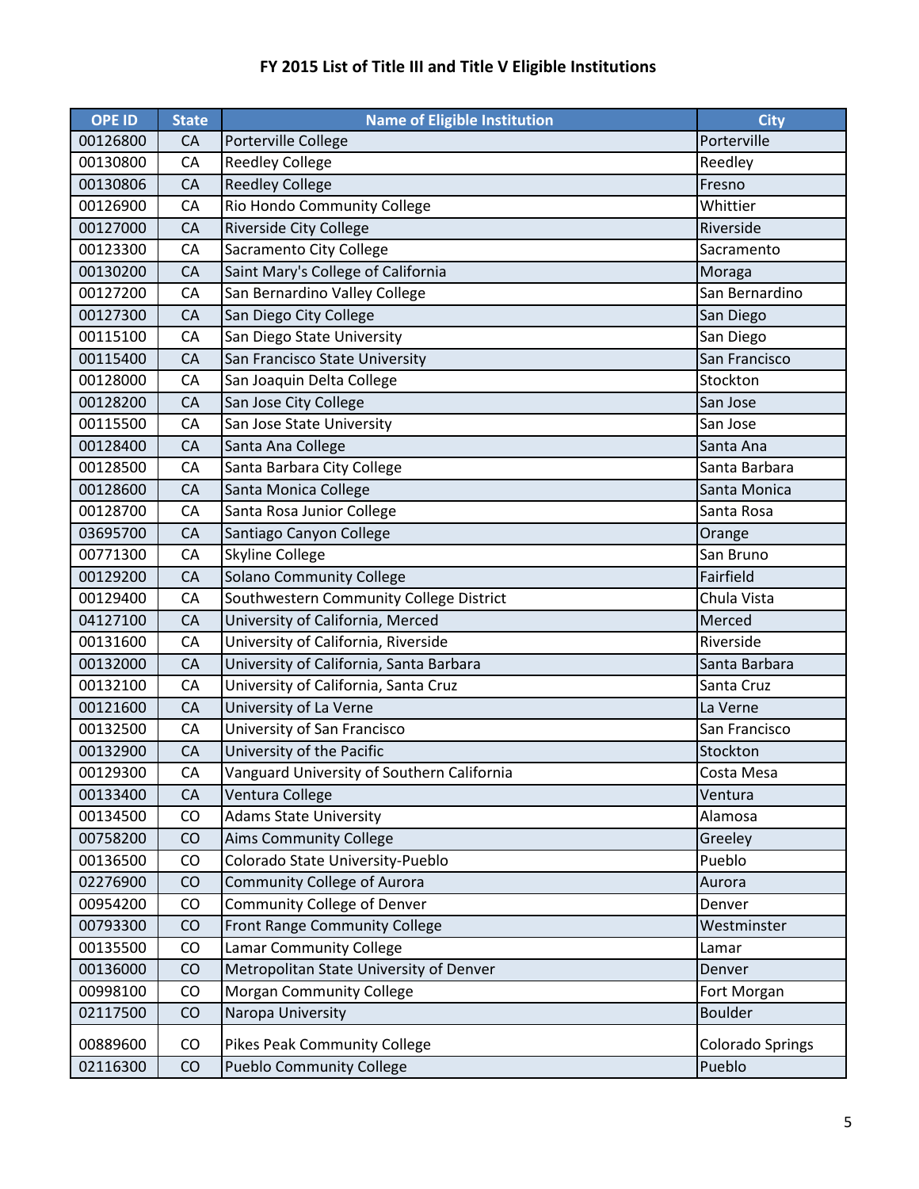# FY 2015 List of Title III and Title V Eligible Institutions

| OPE ID | State | Name of Eligible Institution | City |
|---|---|---|---|
| 00126800 | CA | Porterville College | Porterville |
| 00130800 | CA | Reedley College | Reedley |
| 00130806 | CA | Reedley College | Fresno |
| 00126900 | CA | Rio Hondo Community College | Whittier |
| 00127000 | CA | Riverside City College | Riverside |
| 00123300 | CA | Sacramento City College | Sacramento |
| 00130200 | CA | Saint Mary's College of California | Moraga |
| 00127200 | CA | San Bernardino Valley College | San Bernardino |
| 00127300 | CA | San Diego City College | San Diego |
| 00115100 | CA | San Diego State University | San Diego |
| 00115400 | CA | San Francisco State University | San Francisco |
| 00128000 | CA | San Joaquin Delta College | Stockton |
| 00128200 | CA | San Jose City College | San Jose |
| 00115500 | CA | San Jose State University | San Jose |
| 00128400 | CA | Santa Ana College | Santa Ana |
| 00128500 | CA | Santa Barbara City College | Santa Barbara |
| 00128600 | CA | Santa Monica College | Santa Monica |
| 00128700 | CA | Santa Rosa Junior College | Santa Rosa |
| 03695700 | CA | Santiago Canyon College | Orange |
| 00771300 | CA | Skyline College | San Bruno |
| 00129200 | CA | Solano Community College | Fairfield |
| 00129400 | CA | Southwestern Community College District | Chula Vista |
| 04127100 | CA | University of California, Merced | Merced |
| 00131600 | CA | University of California, Riverside | Riverside |
| 00132000 | CA | University of California, Santa Barbara | Santa Barbara |
| 00132100 | CA | University of California, Santa Cruz | Santa Cruz |
| 00121600 | CA | University of La Verne | La Verne |
| 00132500 | CA | University of San Francisco | San Francisco |
| 00132900 | CA | University of the Pacific | Stockton |
| 00129300 | CA | Vanguard University of Southern California | Costa Mesa |
| 00133400 | CA | Ventura College | Ventura |
| 00134500 | CO | Adams State University | Alamosa |
| 00758200 | CO | Aims Community College | Greeley |
| 00136500 | CO | Colorado State University-Pueblo | Pueblo |
| 02276900 | CO | Community College of Aurora | Aurora |
| 00954200 | CO | Community College of Denver | Denver |
| 00793300 | CO | Front Range Community College | Westminster |
| 00135500 | CO | Lamar Community College | Lamar |
| 00136000 | CO | Metropolitan State University of Denver | Denver |
| 00998100 | CO | Morgan Community College | Fort Morgan |
| 02117500 | CO | Naropa University | Boulder |
| 00889600 | CO | Pikes Peak Community College | Colorado Springs |
| 02116300 | CO | Pueblo Community College | Pueblo |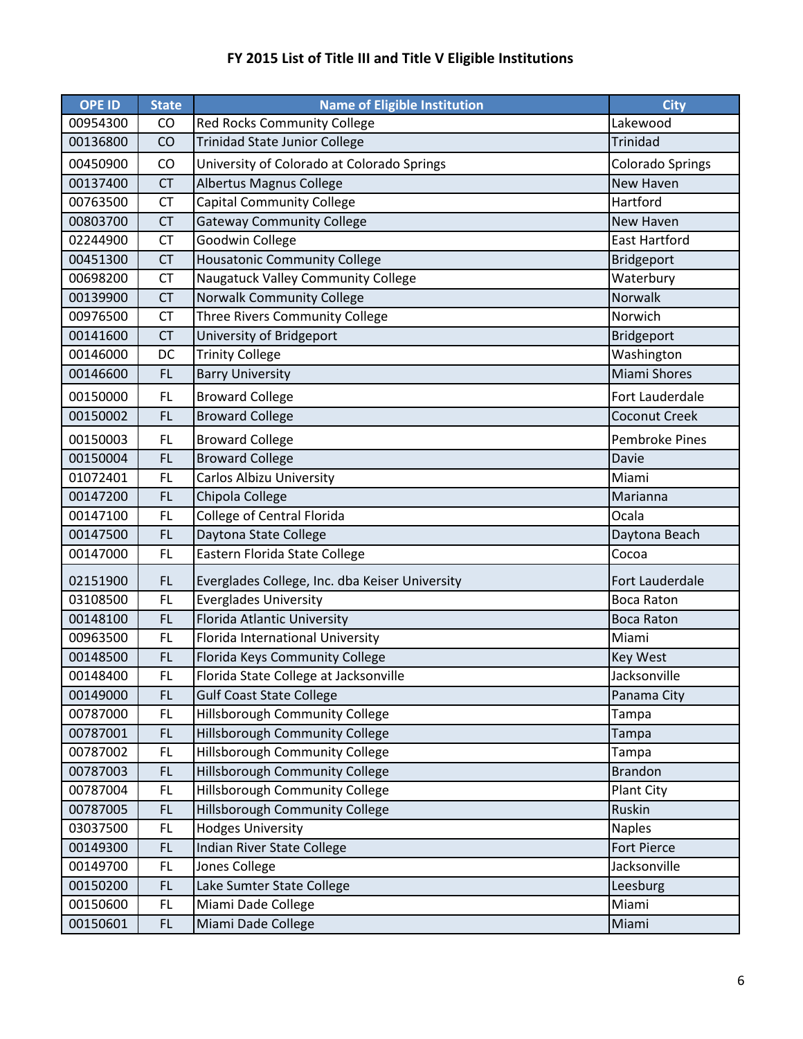# FY 2015 List of Title III and Title V Eligible Institutions

| OPE ID | State | Name of Eligible Institution | City |
|---|---|---|---|
| 00954300 | CO | Red Rocks Community College | Lakewood |
| 00136800 | CO | Trinidad State Junior College | Trinidad |
| 00450900 | CO | University of Colorado at Colorado Springs | Colorado Springs |
| 00137400 | CT | Albertus Magnus College | New Haven |
| 00763500 | CT | Capital Community College | Hartford |
| 00803700 | CT | Gateway Community College | New Haven |
| 02244900 | CT | Goodwin College | East Hartford |
| 00451300 | CT | Housatonic Community College | Bridgeport |
| 00698200 | CT | Naugatuck Valley Community College | Waterbury |
| 00139900 | CT | Norwalk Community College | Norwalk |
| 00976500 | CT | Three Rivers Community College | Norwich |
| 00141600 | CT | University of Bridgeport | Bridgeport |
| 00146000 | DC | Trinity College | Washington |
| 00146600 | FL | Barry University | Miami Shores |
| 00150000 | FL | Broward College | Fort Lauderdale |
| 00150002 | FL | Broward College | Coconut Creek |
| 00150003 | FL | Broward College | Pembroke Pines |
| 00150004 | FL | Broward College | Davie |
| 01072401 | FL | Carlos Albizu University | Miami |
| 00147200 | FL | Chipola College | Marianna |
| 00147100 | FL | College of Central Florida | Ocala |
| 00147500 | FL | Daytona State College | Daytona Beach |
| 00147000 | FL | Eastern Florida State College | Cocoa |
| 02151900 | FL | Everglades College, Inc. dba Keiser University | Fort Lauderdale |
| 03108500 | FL | Everglades University | Boca Raton |
| 00148100 | FL | Florida Atlantic University | Boca Raton |
| 00963500 | FL | Florida International University | Miami |
| 00148500 | FL | Florida Keys Community College | Key West |
| 00148400 | FL | Florida State College at Jacksonville | Jacksonville |
| 00149000 | FL | Gulf Coast State College | Panama City |
| 00787000 | FL | Hillsborough Community College | Tampa |
| 00787001 | FL | Hillsborough Community College | Tampa |
| 00787002 | FL | Hillsborough Community College | Tampa |
| 00787003 | FL | Hillsborough Community College | Brandon |
| 00787004 | FL | Hillsborough Community College | Plant City |
| 00787005 | FL | Hillsborough Community College | Ruskin |
| 03037500 | FL | Hodges University | Naples |
| 00149300 | FL | Indian River State College | Fort Pierce |
| 00149700 | FL | Jones College | Jacksonville |
| 00150200 | FL | Lake Sumter State College | Leesburg |
| 00150600 | FL | Miami Dade College | Miami |
| 00150601 | FL | Miami Dade College | Miami |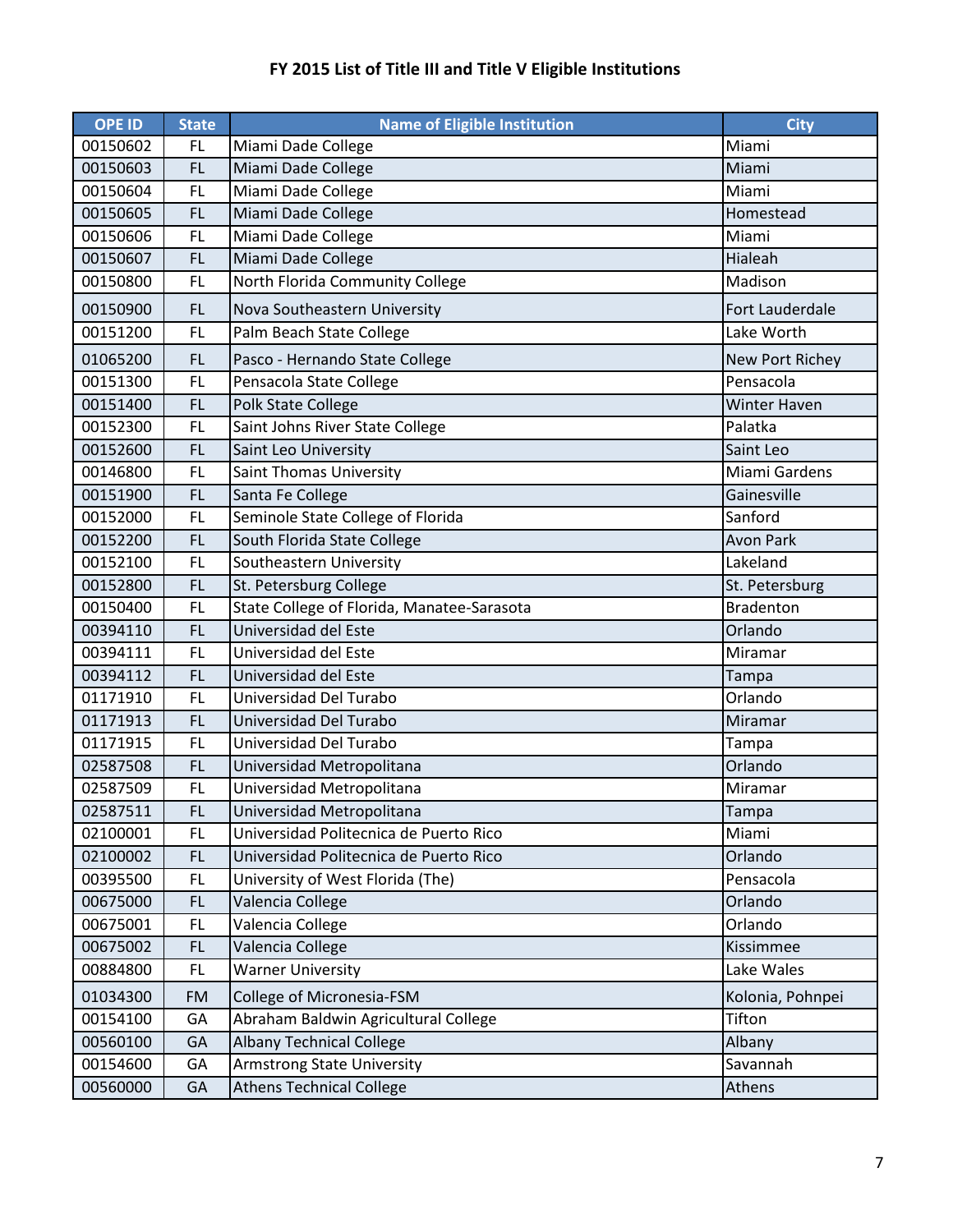# FY 2015 List of Title III and Title V Eligible Institutions

| OPE ID | State | Name of Eligible Institution | City |
|---|---|---|---|
| 00150602 | FL | Miami Dade College | Miami |
| 00150603 | FL | Miami Dade College | Miami |
| 00150604 | FL | Miami Dade College | Miami |
| 00150605 | FL | Miami Dade College | Homestead |
| 00150606 | FL | Miami Dade College | Miami |
| 00150607 | FL | Miami Dade College | Hialeah |
| 00150800 | FL | North Florida Community College | Madison |
| 00150900 | FL | Nova Southeastern University | Fort Lauderdale |
| 00151200 | FL | Palm Beach State College | Lake Worth |
| 01065200 | FL | Pasco - Hernando State College | New Port Richey |
| 00151300 | FL | Pensacola State College | Pensacola |
| 00151400 | FL | Polk State College | Winter Haven |
| 00152300 | FL | Saint Johns River State College | Palatka |
| 00152600 | FL | Saint Leo University | Saint Leo |
| 00146800 | FL | Saint Thomas University | Miami Gardens |
| 00151900 | FL | Santa Fe College | Gainesville |
| 00152000 | FL | Seminole State College of Florida | Sanford |
| 00152200 | FL | South Florida State College | Avon Park |
| 00152100 | FL | Southeastern University | Lakeland |
| 00152800 | FL | St. Petersburg College | St. Petersburg |
| 00150400 | FL | State College of Florida, Manatee-Sarasota | Bradenton |
| 00394110 | FL | Universidad del Este | Orlando |
| 00394111 | FL | Universidad del Este | Miramar |
| 00394112 | FL | Universidad del Este | Tampa |
| 01171910 | FL | Universidad Del Turabo | Orlando |
| 01171913 | FL | Universidad Del Turabo | Miramar |
| 01171915 | FL | Universidad Del Turabo | Tampa |
| 02587508 | FL | Universidad Metropolitana | Orlando |
| 02587509 | FL | Universidad Metropolitana | Miramar |
| 02587511 | FL | Universidad Metropolitana | Tampa |
| 02100001 | FL | Universidad Politecnica de Puerto Rico | Miami |
| 02100002 | FL | Universidad Politecnica de Puerto Rico | Orlando |
| 00395500 | FL | University of West Florida (The) | Pensacola |
| 00675000 | FL | Valencia College | Orlando |
| 00675001 | FL | Valencia College | Orlando |
| 00675002 | FL | Valencia College | Kissimmee |
| 00884800 | FL | Warner University | Lake Wales |
| 01034300 | FM | College of Micronesia-FSM | Kolonia, Pohnpei |
| 00154100 | GA | Abraham Baldwin Agricultural College | Tifton |
| 00560100 | GA | Albany Technical College | Albany |
| 00154600 | GA | Armstrong State University | Savannah |
| 00560000 | GA | Athens Technical College | Athens |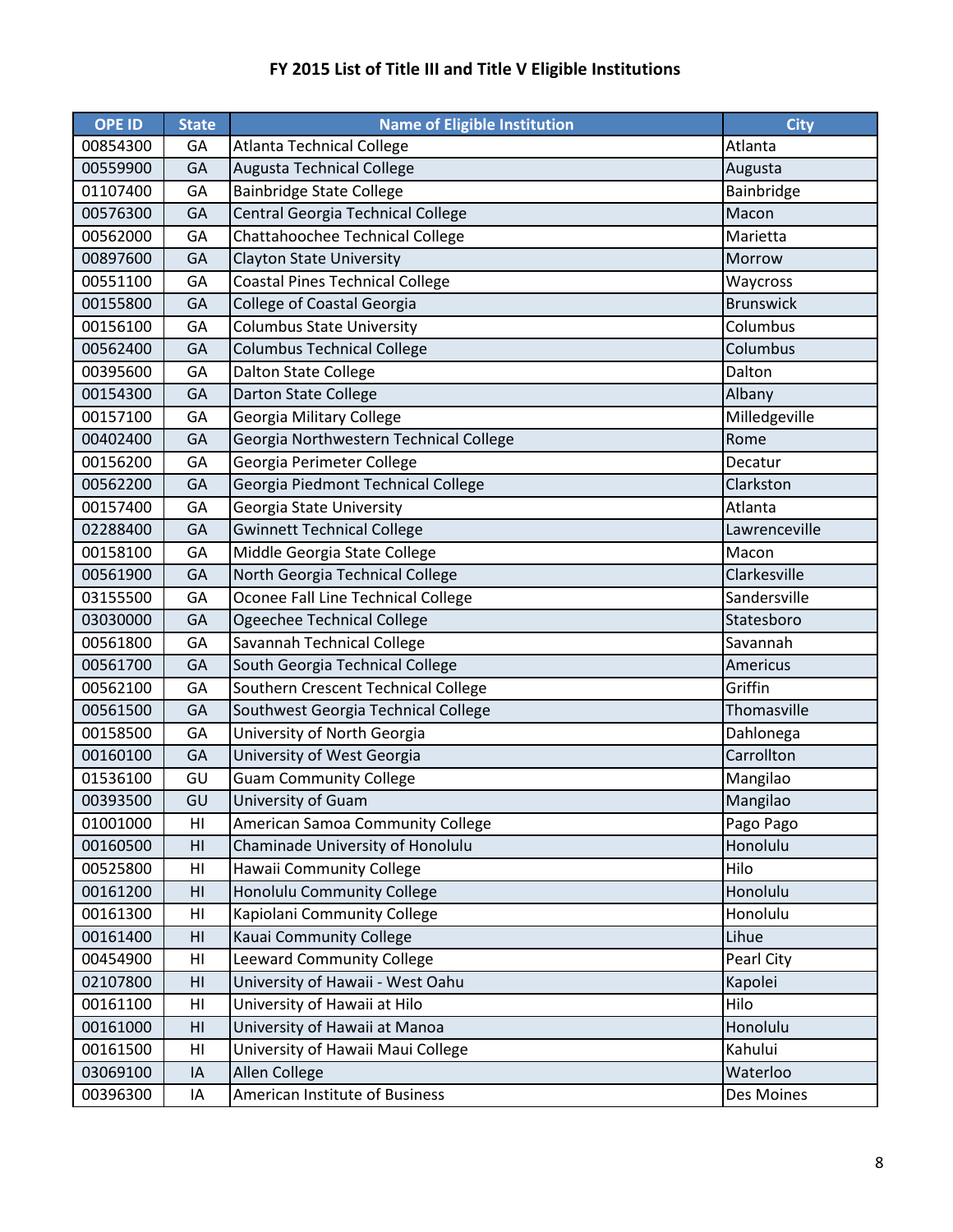# FY 2015 List of Title III and Title V Eligible Institutions

| OPE ID | State | Name of Eligible Institution | City |
|---|---|---|---|
| 00854300 | GA | Atlanta Technical College | Atlanta |
| 00559900 | GA | Augusta Technical College | Augusta |
| 01107400 | GA | Bainbridge State College | Bainbridge |
| 00576300 | GA | Central Georgia Technical College | Macon |
| 00562000 | GA | Chattahoochee Technical College | Marietta |
| 00897600 | GA | Clayton State University | Morrow |
| 00551100 | GA | Coastal Pines Technical College | Waycross |
| 00155800 | GA | College of Coastal Georgia | Brunswick |
| 00156100 | GA | Columbus State University | Columbus |
| 00562400 | GA | Columbus Technical College | Columbus |
| 00395600 | GA | Dalton State College | Dalton |
| 00154300 | GA | Darton State College | Albany |
| 00157100 | GA | Georgia Military College | Milledgeville |
| 00402400 | GA | Georgia Northwestern Technical College | Rome |
| 00156200 | GA | Georgia Perimeter College | Decatur |
| 00562200 | GA | Georgia Piedmont Technical College | Clarkston |
| 00157400 | GA | Georgia State University | Atlanta |
| 02288400 | GA | Gwinnett Technical College | Lawrenceville |
| 00158100 | GA | Middle Georgia State College | Macon |
| 00561900 | GA | North Georgia Technical College | Clarkesville |
| 03155500 | GA | Oconee Fall Line Technical College | Sandersville |
| 03030000 | GA | Ogeechee Technical College | Statesboro |
| 00561800 | GA | Savannah Technical College | Savannah |
| 00561700 | GA | South Georgia Technical College | Americus |
| 00562100 | GA | Southern Crescent Technical College | Griffin |
| 00561500 | GA | Southwest Georgia Technical College | Thomasville |
| 00158500 | GA | University of North Georgia | Dahlonega |
| 00160100 | GA | University of West Georgia | Carrollton |
| 01536100 | GU | Guam Community College | Mangilao |
| 00393500 | GU | University of Guam | Mangilao |
| 01001000 | HI | American Samoa Community College | Pago Pago |
| 00160500 | HI | Chaminade University of Honolulu | Honolulu |
| 00525800 | HI | Hawaii Community College | Hilo |
| 00161200 | HI | Honolulu Community College | Honolulu |
| 00161300 | HI | Kapiolani Community College | Honolulu |
| 00161400 | HI | Kauai Community College | Lihue |
| 00454900 | HI | Leeward Community College | Pearl City |
| 02107800 | HI | University of Hawaii - West Oahu | Kapolei |
| 00161100 | HI | University of Hawaii at Hilo | Hilo |
| 00161000 | HI | University of Hawaii at Manoa | Honolulu |
| 00161500 | HI | University of Hawaii Maui College | Kahului |
| 03069100 | IA | Allen College | Waterloo |
| 00396300 | IA | American Institute of Business | Des Moines |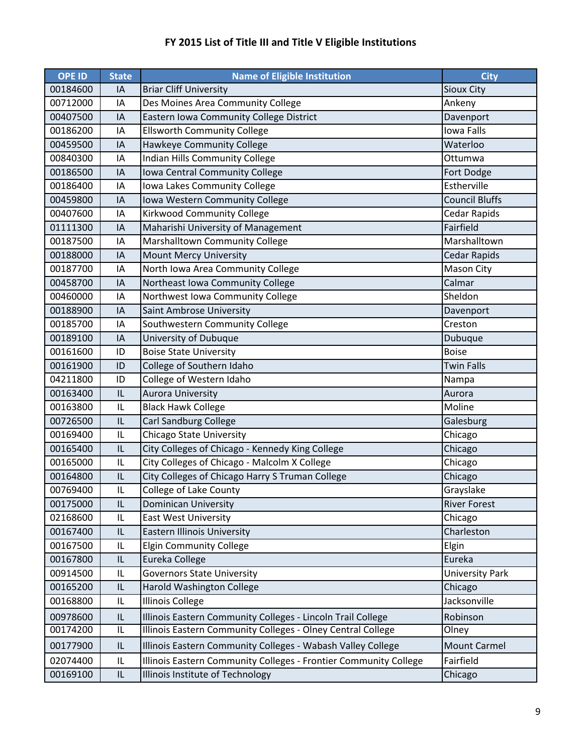# FY 2015 List of Title III and Title V Eligible Institutions

| OPE ID | State | Name of Eligible Institution | City |
|---|---|---|---|
| 00184600 | IA | Briar Cliff University | Sioux City |
| 00712000 | IA | Des Moines Area Community College | Ankeny |
| 00407500 | IA | Eastern Iowa Community College District | Davenport |
| 00186200 | IA | Ellsworth Community College | Iowa Falls |
| 00459500 | IA | Hawkeye Community College | Waterloo |
| 00840300 | IA | Indian Hills Community College | Ottumwa |
| 00186500 | IA | Iowa Central Community College | Fort Dodge |
| 00186400 | IA | Iowa Lakes Community College | Estherville |
| 00459800 | IA | Iowa Western Community College | Council Bluffs |
| 00407600 | IA | Kirkwood Community College | Cedar Rapids |
| 01111300 | IA | Maharishi University of Management | Fairfield |
| 00187500 | IA | Marshalltown Community College | Marshalltown |
| 00188000 | IA | Mount Mercy University | Cedar Rapids |
| 00187700 | IA | North Iowa Area Community College | Mason City |
| 00458700 | IA | Northeast Iowa Community College | Calmar |
| 00460000 | IA | Northwest Iowa Community College | Sheldon |
| 00188900 | IA | Saint Ambrose University | Davenport |
| 00185700 | IA | Southwestern Community College | Creston |
| 00189100 | IA | University of Dubuque | Dubuque |
| 00161600 | ID | Boise State University | Boise |
| 00161900 | ID | College of Southern Idaho | Twin Falls |
| 04211800 | ID | College of Western Idaho | Nampa |
| 00163400 | IL | Aurora University | Aurora |
| 00163800 | IL | Black Hawk College | Moline |
| 00726500 | IL | Carl Sandburg College | Galesburg |
| 00169400 | IL | Chicago State University | Chicago |
| 00165400 | IL | City Colleges of Chicago - Kennedy King College | Chicago |
| 00165000 | IL | City Colleges of Chicago - Malcolm X College | Chicago |
| 00164800 | IL | City Colleges of Chicago Harry S Truman College | Chicago |
| 00769400 | IL | College of Lake County | Grayslake |
| 00175000 | IL | Dominican University | River Forest |
| 02168600 | IL | East West University | Chicago |
| 00167400 | IL | Eastern Illinois University | Charleston |
| 00167500 | IL | Elgin Community College | Elgin |
| 00167800 | IL | Eureka College | Eureka |
| 00914500 | IL | Governors State University | University Park |
| 00165200 | IL | Harold Washington College | Chicago |
| 00168800 | IL | Illinois College | Jacksonville |
| 00978600 | IL | Illinois Eastern Community Colleges - Lincoln Trail College | Robinson |
| 00174200 | IL | Illinois Eastern Community Colleges - Olney Central College | Olney |
| 00177900 | IL | Illinois Eastern Community Colleges - Wabash Valley College | Mount Carmel |
| 02074400 | IL | Illinois Eastern Community Colleges - Frontier Community College | Fairfield |
| 00169100 | IL | Illinois Institute of Technology | Chicago |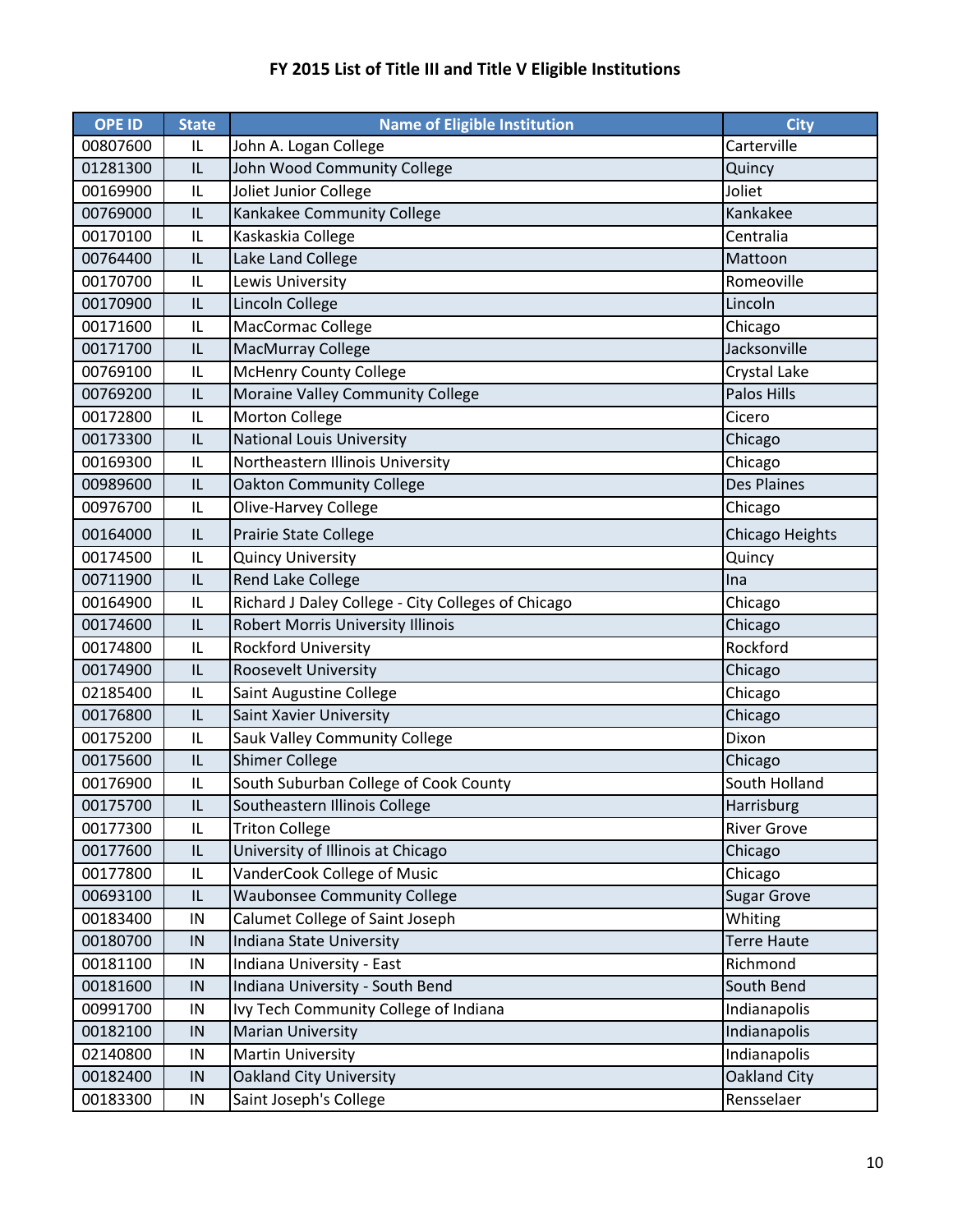# FY 2015 List of Title III and Title V Eligible Institutions

| OPE ID | State | Name of Eligible Institution | City |
|---|---|---|---|
| 00807600 | IL | John A. Logan College | Carterville |
| 01281300 | IL | John Wood Community College | Quincy |
| 00169900 | IL | Joliet Junior College | Joliet |
| 00769000 | IL | Kankakee Community College | Kankakee |
| 00170100 | IL | Kaskaskia College | Centralia |
| 00764400 | IL | Lake Land College | Mattoon |
| 00170700 | IL | Lewis University | Romeoville |
| 00170900 | IL | Lincoln College | Lincoln |
| 00171600 | IL | MacCormac College | Chicago |
| 00171700 | IL | MacMurray College | Jacksonville |
| 00769100 | IL | McHenry County College | Crystal Lake |
| 00769200 | IL | Moraine Valley Community College | Palos Hills |
| 00172800 | IL | Morton College | Cicero |
| 00173300 | IL | National Louis University | Chicago |
| 00169300 | IL | Northeastern Illinois University | Chicago |
| 00989600 | IL | Oakton Community College | Des Plaines |
| 00976700 | IL | Olive-Harvey College | Chicago |
| 00164000 | IL | Prairie State College | Chicago Heights |
| 00174500 | IL | Quincy University | Quincy |
| 00711900 | IL | Rend Lake College | Ina |
| 00164900 | IL | Richard J Daley College - City Colleges of Chicago | Chicago |
| 00174600 | IL | Robert Morris University Illinois | Chicago |
| 00174800 | IL | Rockford University | Rockford |
| 00174900 | IL | Roosevelt University | Chicago |
| 02185400 | IL | Saint Augustine College | Chicago |
| 00176800 | IL | Saint Xavier University | Chicago |
| 00175200 | IL | Sauk Valley Community College | Dixon |
| 00175600 | IL | Shimer College | Chicago |
| 00176900 | IL | South Suburban College of Cook County | South Holland |
| 00175700 | IL | Southeastern Illinois College | Harrisburg |
| 00177300 | IL | Triton College | River Grove |
| 00177600 | IL | University of Illinois at Chicago | Chicago |
| 00177800 | IL | VanderCook College of Music | Chicago |
| 00693100 | IL | Waubonsee Community College | Sugar Grove |
| 00183400 | IN | Calumet College of Saint Joseph | Whiting |
| 00180700 | IN | Indiana State University | Terre Haute |
| 00181100 | IN | Indiana University - East | Richmond |
| 00181600 | IN | Indiana University - South Bend | South Bend |
| 00991700 | IN | Ivy Tech Community College of Indiana | Indianapolis |
| 00182100 | IN | Marian University | Indianapolis |
| 02140800 | IN | Martin University | Indianapolis |
| 00182400 | IN | Oakland City University | Oakland City |
| 00183300 | IN | Saint Joseph's College | Rensselaer |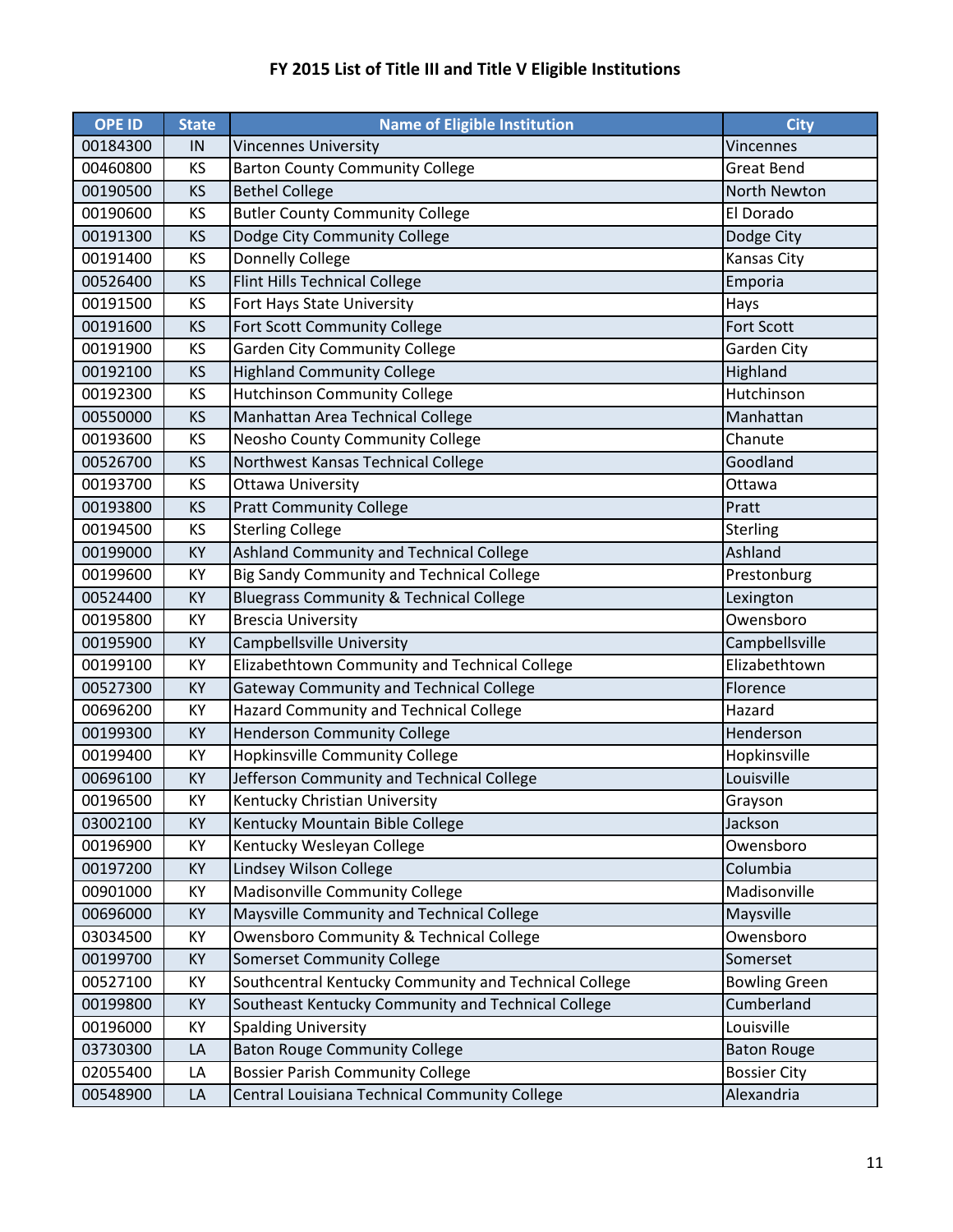# FY 2015 List of Title III and Title V Eligible Institutions

| OPE ID | State | Name of Eligible Institution | City |
|---|---|---|---|
| 00184300 | IN | Vincennes University | Vincennes |
| 00460800 | KS | Barton County Community College | Great Bend |
| 00190500 | KS | Bethel College | North Newton |
| 00190600 | KS | Butler County Community College | El Dorado |
| 00191300 | KS | Dodge City Community College | Dodge City |
| 00191400 | KS | Donnelly College | Kansas City |
| 00526400 | KS | Flint Hills Technical College | Emporia |
| 00191500 | KS | Fort Hays State University | Hays |
| 00191600 | KS | Fort Scott Community College | Fort Scott |
| 00191900 | KS | Garden City Community College | Garden City |
| 00192100 | KS | Highland Community College | Highland |
| 00192300 | KS | Hutchinson Community College | Hutchinson |
| 00550000 | KS | Manhattan Area Technical College | Manhattan |
| 00193600 | KS | Neosho County Community College | Chanute |
| 00526700 | KS | Northwest Kansas Technical College | Goodland |
| 00193700 | KS | Ottawa University | Ottawa |
| 00193800 | KS | Pratt Community College | Pratt |
| 00194500 | KS | Sterling College | Sterling |
| 00199000 | KY | Ashland Community and Technical College | Ashland |
| 00199600 | KY | Big Sandy Community and Technical College | Prestonburg |
| 00524400 | KY | Bluegrass Community & Technical College | Lexington |
| 00195800 | KY | Brescia University | Owensboro |
| 00195900 | KY | Campbellsville University | Campbellsville |
| 00199100 | KY | Elizabethtown Community and Technical College | Elizabethtown |
| 00527300 | KY | Gateway Community and Technical College | Florence |
| 00696200 | KY | Hazard Community and Technical College | Hazard |
| 00199300 | KY | Henderson Community College | Henderson |
| 00199400 | KY | Hopkinsville Community College | Hopkinsville |
| 00696100 | KY | Jefferson Community and Technical College | Louisville |
| 00196500 | KY | Kentucky Christian University | Grayson |
| 03002100 | KY | Kentucky Mountain Bible College | Jackson |
| 00196900 | KY | Kentucky Wesleyan College | Owensboro |
| 00197200 | KY | Lindsey Wilson College | Columbia |
| 00901000 | KY | Madisonville Community College | Madisonville |
| 00696000 | KY | Maysville Community and Technical College | Maysville |
| 03034500 | KY | Owensboro Community & Technical College | Owensboro |
| 00199700 | KY | Somerset Community College | Somerset |
| 00527100 | KY | Southcentral Kentucky Community and Technical College | Bowling Green |
| 00199800 | KY | Southeast Kentucky Community and Technical College | Cumberland |
| 00196000 | KY | Spalding University | Louisville |
| 03730300 | LA | Baton Rouge Community College | Baton Rouge |
| 02055400 | LA | Bossier Parish Community College | Bossier City |
| 00548900 | LA | Central Louisiana Technical Community College | Alexandria |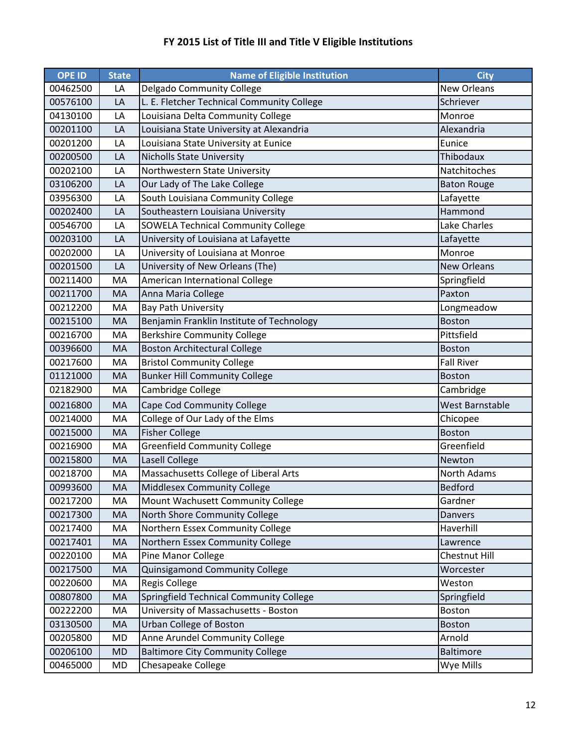# FY 2015 List of Title III and Title V Eligible Institutions

| OPE ID | State | Name of Eligible Institution | City |
|---|---|---|---|
| 00462500 | LA | Delgado Community College | New Orleans |
| 00576100 | LA | L. E. Fletcher Technical Community College | Schriever |
| 04130100 | LA | Louisiana Delta Community College | Monroe |
| 00201100 | LA | Louisiana State University at Alexandria | Alexandria |
| 00201200 | LA | Louisiana State University at Eunice | Eunice |
| 00200500 | LA | Nicholls State University | Thibodaux |
| 00202100 | LA | Northwestern State University | Natchitoches |
| 03106200 | LA | Our Lady of The Lake College | Baton Rouge |
| 03956300 | LA | South Louisiana Community College | Lafayette |
| 00202400 | LA | Southeastern Louisiana University | Hammond |
| 00546700 | LA | SOWELA Technical Community College | Lake Charles |
| 00203100 | LA | University of Louisiana at Lafayette | Lafayette |
| 00202000 | LA | University of Louisiana at Monroe | Monroe |
| 00201500 | LA | University of New Orleans (The) | New Orleans |
| 00211400 | MA | American International College | Springfield |
| 00211700 | MA | Anna Maria College | Paxton |
| 00212200 | MA | Bay Path University | Longmeadow |
| 00215100 | MA | Benjamin Franklin Institute of Technology | Boston |
| 00216700 | MA | Berkshire Community College | Pittsfield |
| 00396600 | MA | Boston Architectural College | Boston |
| 00217600 | MA | Bristol Community College | Fall River |
| 01121000 | MA | Bunker Hill Community College | Boston |
| 02182900 | MA | Cambridge College | Cambridge |
| 00216800 | MA | Cape Cod Community College | West Barnstable |
| 00214000 | MA | College of Our Lady of the Elms | Chicopee |
| 00215000 | MA | Fisher College | Boston |
| 00216900 | MA | Greenfield Community College | Greenfield |
| 00215800 | MA | Lasell College | Newton |
| 00218700 | MA | Massachusetts College of Liberal Arts | North Adams |
| 00993600 | MA | Middlesex Community College | Bedford |
| 00217200 | MA | Mount Wachusett Community College | Gardner |
| 00217300 | MA | North Shore Community College | Danvers |
| 00217400 | MA | Northern Essex Community College | Haverhill |
| 00217401 | MA | Northern Essex Community College | Lawrence |
| 00220100 | MA | Pine Manor College | Chestnut Hill |
| 00217500 | MA | Quinsigamond Community College | Worcester |
| 00220600 | MA | Regis College | Weston |
| 00807800 | MA | Springfield Technical Community College | Springfield |
| 00222200 | MA | University of Massachusetts - Boston | Boston |
| 03130500 | MA | Urban College of Boston | Boston |
| 00205800 | MD | Anne Arundel Community College | Arnold |
| 00206100 | MD | Baltimore City Community College | Baltimore |
| 00465000 | MD | Chesapeake College | Wye Mills |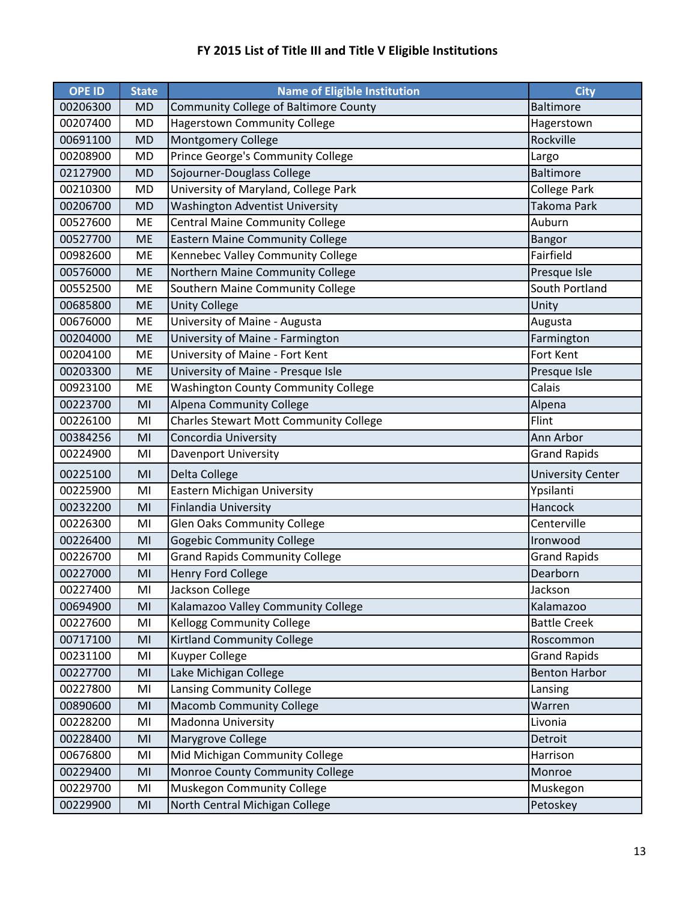# FY 2015 List of Title III and Title V Eligible Institutions

| OPE ID | State | Name of Eligible Institution | City |
|---|---|---|---|
| 00206300 | MD | Community College of Baltimore County | Baltimore |
| 00207400 | MD | Hagerstown Community College | Hagerstown |
| 00691100 | MD | Montgomery College | Rockville |
| 00208900 | MD | Prince George's Community College | Largo |
| 02127900 | MD | Sojourner-Douglass College | Baltimore |
| 00210300 | MD | University of Maryland, College Park | College Park |
| 00206700 | MD | Washington Adventist University | Takoma Park |
| 00527600 | ME | Central Maine Community College | Auburn |
| 00527700 | ME | Eastern Maine Community College | Bangor |
| 00982600 | ME | Kennebec Valley Community College | Fairfield |
| 00576000 | ME | Northern Maine Community College | Presque Isle |
| 00552500 | ME | Southern Maine Community College | South Portland |
| 00685800 | ME | Unity College | Unity |
| 00676000 | ME | University of Maine - Augusta | Augusta |
| 00204000 | ME | University of Maine - Farmington | Farmington |
| 00204100 | ME | University of Maine - Fort Kent | Fort Kent |
| 00203300 | ME | University of Maine - Presque Isle | Presque Isle |
| 00923100 | ME | Washington County Community College | Calais |
| 00223700 | MI | Alpena Community College | Alpena |
| 00226100 | MI | Charles Stewart Mott Community College | Flint |
| 00384256 | MI | Concordia University | Ann Arbor |
| 00224900 | MI | Davenport University | Grand Rapids |
| 00225100 | MI | Delta College | University Center |
| 00225900 | MI | Eastern Michigan University | Ypsilanti |
| 00232200 | MI | Finlandia University | Hancock |
| 00226300 | MI | Glen Oaks Community College | Centerville |
| 00226400 | MI | Gogebic Community College | Ironwood |
| 00226700 | MI | Grand Rapids Community College | Grand Rapids |
| 00227000 | MI | Henry Ford College | Dearborn |
| 00227400 | MI | Jackson College | Jackson |
| 00694900 | MI | Kalamazoo Valley Community College | Kalamazoo |
| 00227600 | MI | Kellogg Community College | Battle Creek |
| 00717100 | MI | Kirtland Community College | Roscommon |
| 00231100 | MI | Kuyper College | Grand Rapids |
| 00227700 | MI | Lake Michigan College | Benton Harbor |
| 00227800 | MI | Lansing Community College | Lansing |
| 00890600 | MI | Macomb Community College | Warren |
| 00228200 | MI | Madonna University | Livonia |
| 00228400 | MI | Marygrove College | Detroit |
| 00676800 | MI | Mid Michigan Community College | Harrison |
| 00229400 | MI | Monroe County Community College | Monroe |
| 00229700 | MI | Muskegon Community College | Muskegon |
| 00229900 | MI | North Central Michigan College | Petoskey |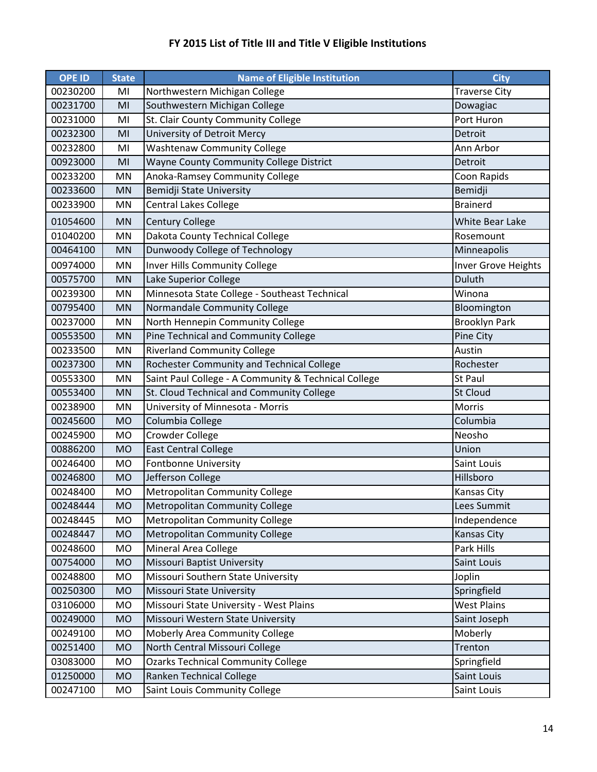# FY 2015 List of Title III and Title V Eligible Institutions

| OPE ID | State | Name of Eligible Institution | City |
|---|---|---|---|
| 00230200 | MI | Northwestern Michigan College | Traverse City |
| 00231700 | MI | Southwestern Michigan College | Dowagiac |
| 00231000 | MI | St. Clair County Community College | Port Huron |
| 00232300 | MI | University of Detroit Mercy | Detroit |
| 00232800 | MI | Washtenaw Community College | Ann Arbor |
| 00923000 | MI | Wayne County Community College District | Detroit |
| 00233200 | MN | Anoka-Ramsey Community College | Coon Rapids |
| 00233600 | MN | Bemidji State University | Bemidji |
| 00233900 | MN | Central Lakes College | Brainerd |
| 01054600 | MN | Century College | White Bear Lake |
| 01040200 | MN | Dakota County Technical College | Rosemount |
| 00464100 | MN | Dunwoody College of Technology | Minneapolis |
| 00974000 | MN | Inver Hills Community College | Inver Grove Heights |
| 00575700 | MN | Lake Superior College | Duluth |
| 00239300 | MN | Minnesota State College - Southeast Technical | Winona |
| 00795400 | MN | Normandale Community College | Bloomington |
| 00237000 | MN | North Hennepin Community College | Brooklyn Park |
| 00553500 | MN | Pine Technical and Community College | Pine City |
| 00233500 | MN | Riverland Community College | Austin |
| 00237300 | MN | Rochester Community and Technical College | Rochester |
| 00553300 | MN | Saint Paul College - A Community & Technical College | St Paul |
| 00553400 | MN | St. Cloud Technical and Community College | St Cloud |
| 00238900 | MN | University of Minnesota - Morris | Morris |
| 00245600 | MO | Columbia College | Columbia |
| 00245900 | MO | Crowder College | Neosho |
| 00886200 | MO | East Central College | Union |
| 00246400 | MO | Fontbonne University | Saint Louis |
| 00246800 | MO | Jefferson College | Hillsboro |
| 00248400 | MO | Metropolitan Community College | Kansas City |
| 00248444 | MO | Metropolitan Community College | Lees Summit |
| 00248445 | MO | Metropolitan Community College | Independence |
| 00248447 | MO | Metropolitan Community College | Kansas City |
| 00248600 | MO | Mineral Area College | Park Hills |
| 00754000 | MO | Missouri Baptist University | Saint Louis |
| 00248800 | MO | Missouri Southern State University | Joplin |
| 00250300 | MO | Missouri State University | Springfield |
| 03106000 | MO | Missouri State University - West Plains | West Plains |
| 00249000 | MO | Missouri Western State University | Saint Joseph |
| 00249100 | MO | Moberly Area Community College | Moberly |
| 00251400 | MO | North Central Missouri College | Trenton |
| 03083000 | MO | Ozarks Technical Community College | Springfield |
| 01250000 | MO | Ranken Technical College | Saint Louis |
| 00247100 | MO | Saint Louis Community College | Saint Louis |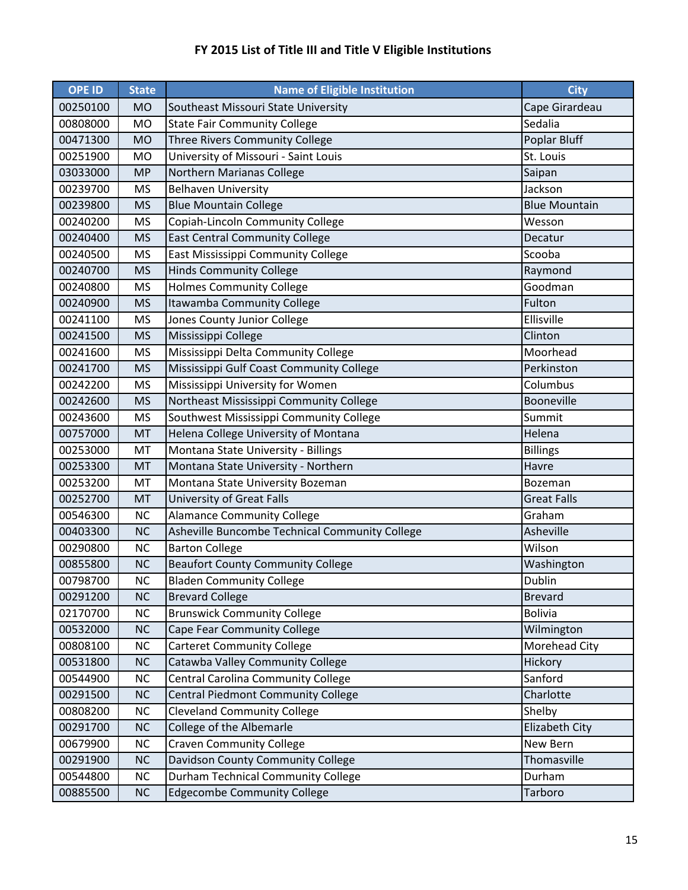# FY 2015 List of Title III and Title V Eligible Institutions

| OPE ID | State | Name of Eligible Institution | City |
|---|---|---|---|
| 00250100 | MO | Southeast Missouri State University | Cape Girardeau |
| 00808000 | MO | State Fair Community College | Sedalia |
| 00471300 | MO | Three Rivers Community College | Poplar Bluff |
| 00251900 | MO | University of Missouri - Saint Louis | St. Louis |
| 03033000 | MP | Northern Marianas College | Saipan |
| 00239700 | MS | Belhaven University | Jackson |
| 00239800 | MS | Blue Mountain College | Blue Mountain |
| 00240200 | MS | Copiah-Lincoln Community College | Wesson |
| 00240400 | MS | East Central Community College | Decatur |
| 00240500 | MS | East Mississippi Community College | Scooba |
| 00240700 | MS | Hinds Community College | Raymond |
| 00240800 | MS | Holmes Community College | Goodman |
| 00240900 | MS | Itawamba Community College | Fulton |
| 00241100 | MS | Jones County Junior College | Ellisville |
| 00241500 | MS | Mississippi College | Clinton |
| 00241600 | MS | Mississippi Delta Community College | Moorhead |
| 00241700 | MS | Mississippi Gulf Coast Community College | Perkinston |
| 00242200 | MS | Mississippi University for Women | Columbus |
| 00242600 | MS | Northeast Mississippi Community College | Booneville |
| 00243600 | MS | Southwest Mississippi Community College | Summit |
| 00757000 | MT | Helena College University of Montana | Helena |
| 00253000 | MT | Montana State University - Billings | Billings |
| 00253300 | MT | Montana State University - Northern | Havre |
| 00253200 | MT | Montana State University Bozeman | Bozeman |
| 00252700 | MT | University of Great Falls | Great Falls |
| 00546300 | NC | Alamance Community College | Graham |
| 00403300 | NC | Asheville Buncombe Technical Community College | Asheville |
| 00290800 | NC | Barton College | Wilson |
| 00855800 | NC | Beaufort County Community College | Washington |
| 00798700 | NC | Bladen Community College | Dublin |
| 00291200 | NC | Brevard College | Brevard |
| 02170700 | NC | Brunswick Community College | Bolivia |
| 00532000 | NC | Cape Fear Community College | Wilmington |
| 00808100 | NC | Carteret Community College | Morehead City |
| 00531800 | NC | Catawba Valley Community College | Hickory |
| 00544900 | NC | Central Carolina Community College | Sanford |
| 00291500 | NC | Central Piedmont Community College | Charlotte |
| 00808200 | NC | Cleveland Community College | Shelby |
| 00291700 | NC | College of the Albemarle | Elizabeth City |
| 00679900 | NC | Craven Community College | New Bern |
| 00291900 | NC | Davidson County Community College | Thomasville |
| 00544800 | NC | Durham Technical Community College | Durham |
| 00885500 | NC | Edgecombe Community College | Tarboro |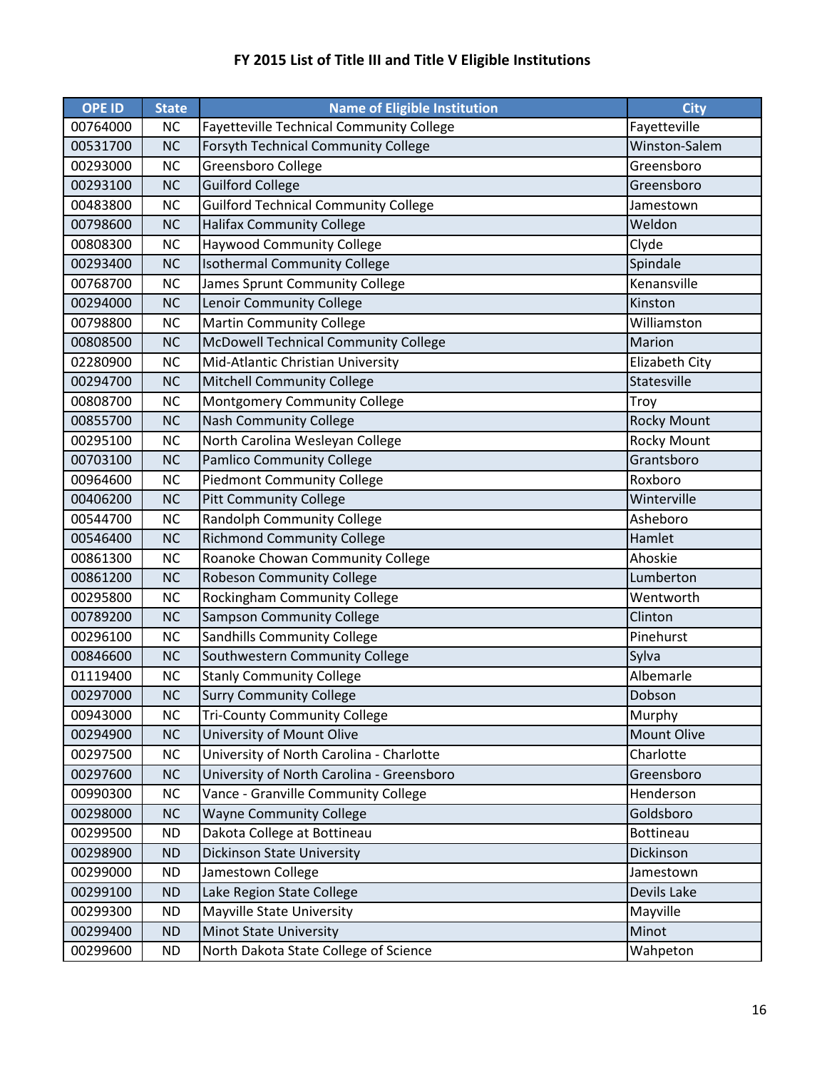# FY 2015 List of Title III and Title V Eligible Institutions

| OPE ID | State | Name of Eligible Institution | City |
|---|---|---|---|
| 00764000 | NC | Fayetteville Technical Community College | Fayetteville |
| 00531700 | NC | Forsyth Technical Community College | Winston-Salem |
| 00293000 | NC | Greensboro College | Greensboro |
| 00293100 | NC | Guilford College | Greensboro |
| 00483800 | NC | Guilford Technical Community College | Jamestown |
| 00798600 | NC | Halifax Community College | Weldon |
| 00808300 | NC | Haywood Community College | Clyde |
| 00293400 | NC | Isothermal Community College | Spindale |
| 00768700 | NC | James Sprunt Community College | Kenansville |
| 00294000 | NC | Lenoir Community College | Kinston |
| 00798800 | NC | Martin Community College | Williamston |
| 00808500 | NC | McDowell Technical Community College | Marion |
| 02280900 | NC | Mid-Atlantic Christian University | Elizabeth City |
| 00294700 | NC | Mitchell Community College | Statesville |
| 00808700 | NC | Montgomery Community College | Troy |
| 00855700 | NC | Nash Community College | Rocky Mount |
| 00295100 | NC | North Carolina Wesleyan College | Rocky Mount |
| 00703100 | NC | Pamlico Community College | Grantsboro |
| 00964600 | NC | Piedmont Community College | Roxboro |
| 00406200 | NC | Pitt Community College | Winterville |
| 00544700 | NC | Randolph Community College | Asheboro |
| 00546400 | NC | Richmond Community College | Hamlet |
| 00861300 | NC | Roanoke Chowan Community College | Ahoskie |
| 00861200 | NC | Robeson Community College | Lumberton |
| 00295800 | NC | Rockingham Community College | Wentworth |
| 00789200 | NC | Sampson Community College | Clinton |
| 00296100 | NC | Sandhills Community College | Pinehurst |
| 00846600 | NC | Southwestern Community College | Sylva |
| 01119400 | NC | Stanly Community College | Albemarle |
| 00297000 | NC | Surry Community College | Dobson |
| 00943000 | NC | Tri-County Community College | Murphy |
| 00294900 | NC | University of Mount Olive | Mount Olive |
| 00297500 | NC | University of North Carolina - Charlotte | Charlotte |
| 00297600 | NC | University of North Carolina - Greensboro | Greensboro |
| 00990300 | NC | Vance - Granville Community College | Henderson |
| 00298000 | NC | Wayne Community College | Goldsboro |
| 00299500 | ND | Dakota College at Bottineau | Bottineau |
| 00298900 | ND | Dickinson State University | Dickinson |
| 00299000 | ND | Jamestown College | Jamestown |
| 00299100 | ND | Lake Region State College | Devils Lake |
| 00299300 | ND | Mayville State University | Mayville |
| 00299400 | ND | Minot State University | Minot |
| 00299600 | ND | North Dakota State College of Science | Wahpeton |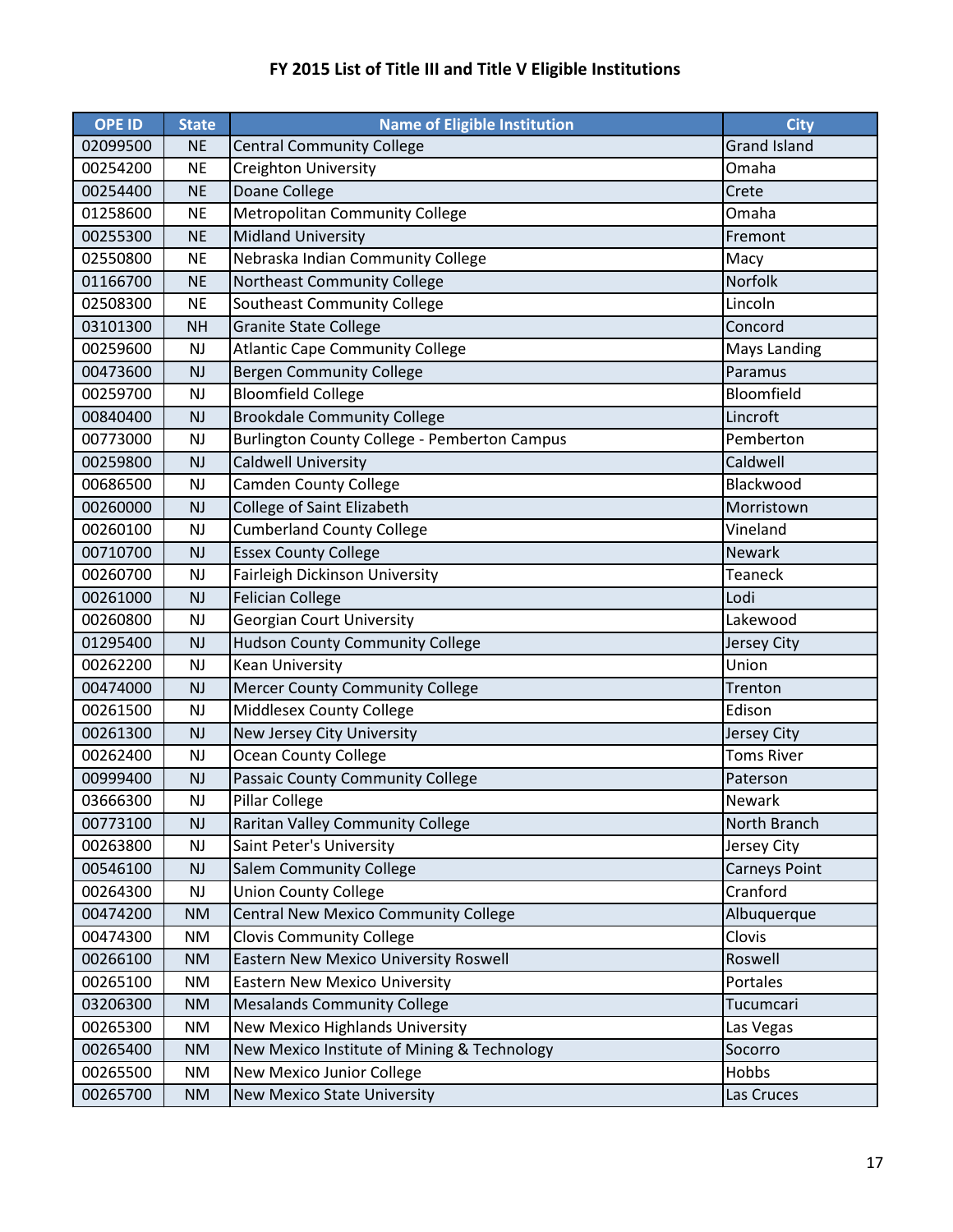# FY 2015 List of Title III and Title V Eligible Institutions

| OPE ID | State | Name of Eligible Institution | City |
| --- | --- | --- | --- |
| 02099500 | NE | Central Community College | Grand Island |
| 00254200 | NE | Creighton University | Omaha |
| 00254400 | NE | Doane College | Crete |
| 01258600 | NE | Metropolitan Community College | Omaha |
| 00255300 | NE | Midland University | Fremont |
| 02550800 | NE | Nebraska Indian Community College | Macy |
| 01166700 | NE | Northeast Community College | Norfolk |
| 02508300 | NE | Southeast Community College | Lincoln |
| 03101300 | NH | Granite State College | Concord |
| 00259600 | NJ | Atlantic Cape Community College | Mays Landing |
| 00473600 | NJ | Bergen Community College | Paramus |
| 00259700 | NJ | Bloomfield College | Bloomfield |
| 00840400 | NJ | Brookdale Community College | Lincroft |
| 00773000 | NJ | Burlington County College - Pemberton Campus | Pemberton |
| 00259800 | NJ | Caldwell University | Caldwell |
| 00686500 | NJ | Camden County College | Blackwood |
| 00260000 | NJ | College of Saint Elizabeth | Morristown |
| 00260100 | NJ | Cumberland County College | Vineland |
| 00710700 | NJ | Essex County College | Newark |
| 00260700 | NJ | Fairleigh Dickinson University | Teaneck |
| 00261000 | NJ | Felician College | Lodi |
| 00260800 | NJ | Georgian Court University | Lakewood |
| 01295400 | NJ | Hudson County Community College | Jersey City |
| 00262200 | NJ | Kean University | Union |
| 00474000 | NJ | Mercer County Community College | Trenton |
| 00261500 | NJ | Middlesex County College | Edison |
| 00261300 | NJ | New Jersey City University | Jersey City |
| 00262400 | NJ | Ocean County College | Toms River |
| 00999400 | NJ | Passaic County Community College | Paterson |
| 03666300 | NJ | Pillar College | Newark |
| 00773100 | NJ | Raritan Valley Community College | North Branch |
| 00263800 | NJ | Saint Peter's University | Jersey City |
| 00546100 | NJ | Salem Community College | Carneys Point |
| 00264300 | NJ | Union County College | Cranford |
| 00474200 | NM | Central New Mexico Community College | Albuquerque |
| 00474300 | NM | Clovis Community College | Clovis |
| 00266100 | NM | Eastern New Mexico University Roswell | Roswell |
| 00265100 | NM | Eastern New Mexico University | Portales |
| 03206300 | NM | Mesalands Community College | Tucumcari |
| 00265300 | NM | New Mexico Highlands University | Las Vegas |
| 00265400 | NM | New Mexico Institute of Mining & Technology | Socorro |
| 00265500 | NM | New Mexico Junior College | Hobbs |
| 00265700 | NM | New Mexico State University | Las Cruces |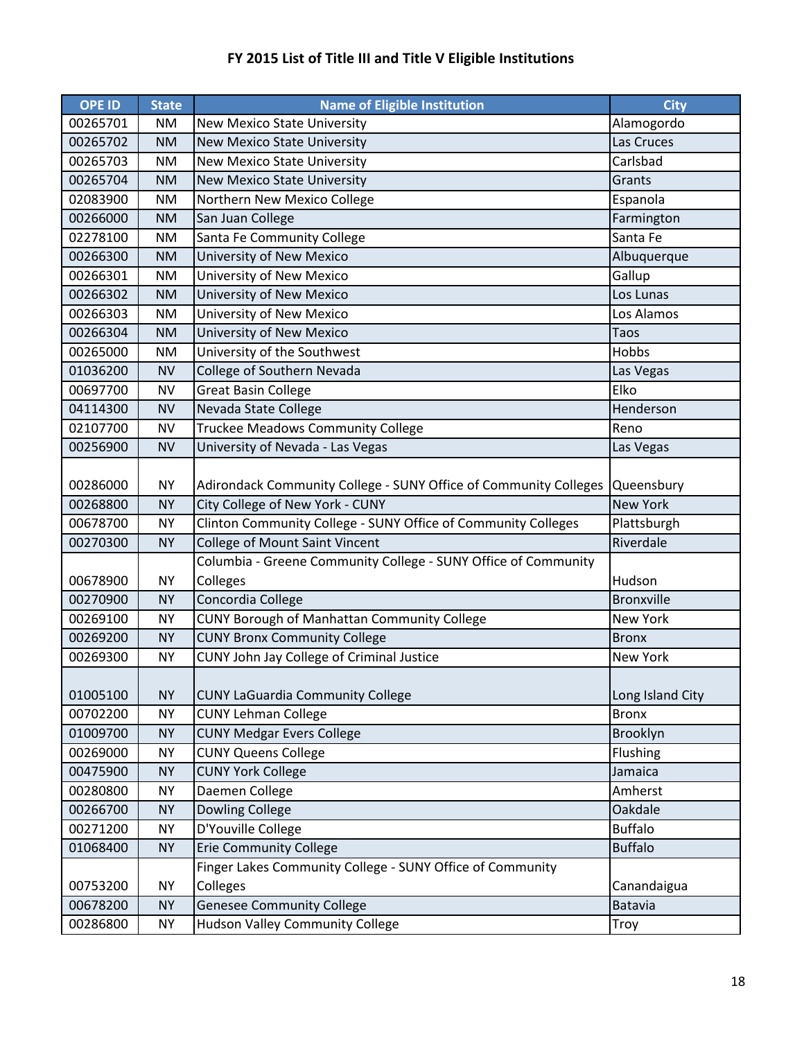# FY 2015 List of Title III and Title V Eligible Institutions

| OPE ID | State | Name of Eligible Institution | City |
|---|---|---|---|
| 00265701 | NM | New Mexico State University | Alamogordo |
| 00265702 | NM | New Mexico State University | Las Cruces |
| 00265703 | NM | New Mexico State University | Carlsbad |
| 00265704 | NM | New Mexico State University | Grants |
| 02083900 | NM | Northern New Mexico College | Espanola |
| 00266000 | NM | San Juan College | Farmington |
| 02278100 | NM | Santa Fe Community College | Santa Fe |
| 00266300 | NM | University of New Mexico | Albuquerque |
| 00266301 | NM | University of New Mexico | Gallup |
| 00266302 | NM | University of New Mexico | Los Lunas |
| 00266303 | NM | University of New Mexico | Los Alamos |
| 00266304 | NM | University of New Mexico | Taos |
| 00265000 | NM | University of the Southwest | Hobbs |
| 01036200 | NV | College of Southern Nevada | Las Vegas |
| 00697700 | NV | Great Basin College | Elko |
| 04114300 | NV | Nevada State College | Henderson |
| 02107700 | NV | Truckee Meadows Community College | Reno |
| 00256900 | NV | University of Nevada - Las Vegas | Las Vegas |
| 00286000 | NY | Adirondack Community College - SUNY Office of Community Colleges | Queensbury |
| 00268800 | NY | City College of New York - CUNY | New York |
| 00678700 | NY | Clinton Community College - SUNY Office of Community Colleges | Plattsburgh |
| 00270300 | NY | College of Mount Saint Vincent | Riverdale |
| 00678900 | NY | Columbia - Greene Community College - SUNY Office of Community Colleges | Hudson |
| 00270900 | NY | Concordia College | Bronxville |
| 00269100 | NY | CUNY Borough of Manhattan Community College | New York |
| 00269200 | NY | CUNY Bronx Community College | Bronx |
| 00269300 | NY | CUNY John Jay College of Criminal Justice | New York |
| 01005100 | NY | CUNY LaGuardia Community College | Long Island City |
| 00702200 | NY | CUNY Lehman College | Bronx |
| 01009700 | NY | CUNY Medgar Evers College | Brooklyn |
| 00269000 | NY | CUNY Queens College | Flushing |
| 00475900 | NY | CUNY York College | Jamaica |
| 00280800 | NY | Daemen College | Amherst |
| 00266700 | NY | Dowling College | Oakdale |
| 00271200 | NY | D'Youville College | Buffalo |
| 01068400 | NY | Erie Community College | Buffalo |
| 00753200 | NY | Finger Lakes Community College - SUNY Office of Community Colleges | Canandaigua |
| 00678200 | NY | Genesee Community College | Batavia |
| 00286800 | NY | Hudson Valley Community College | Troy |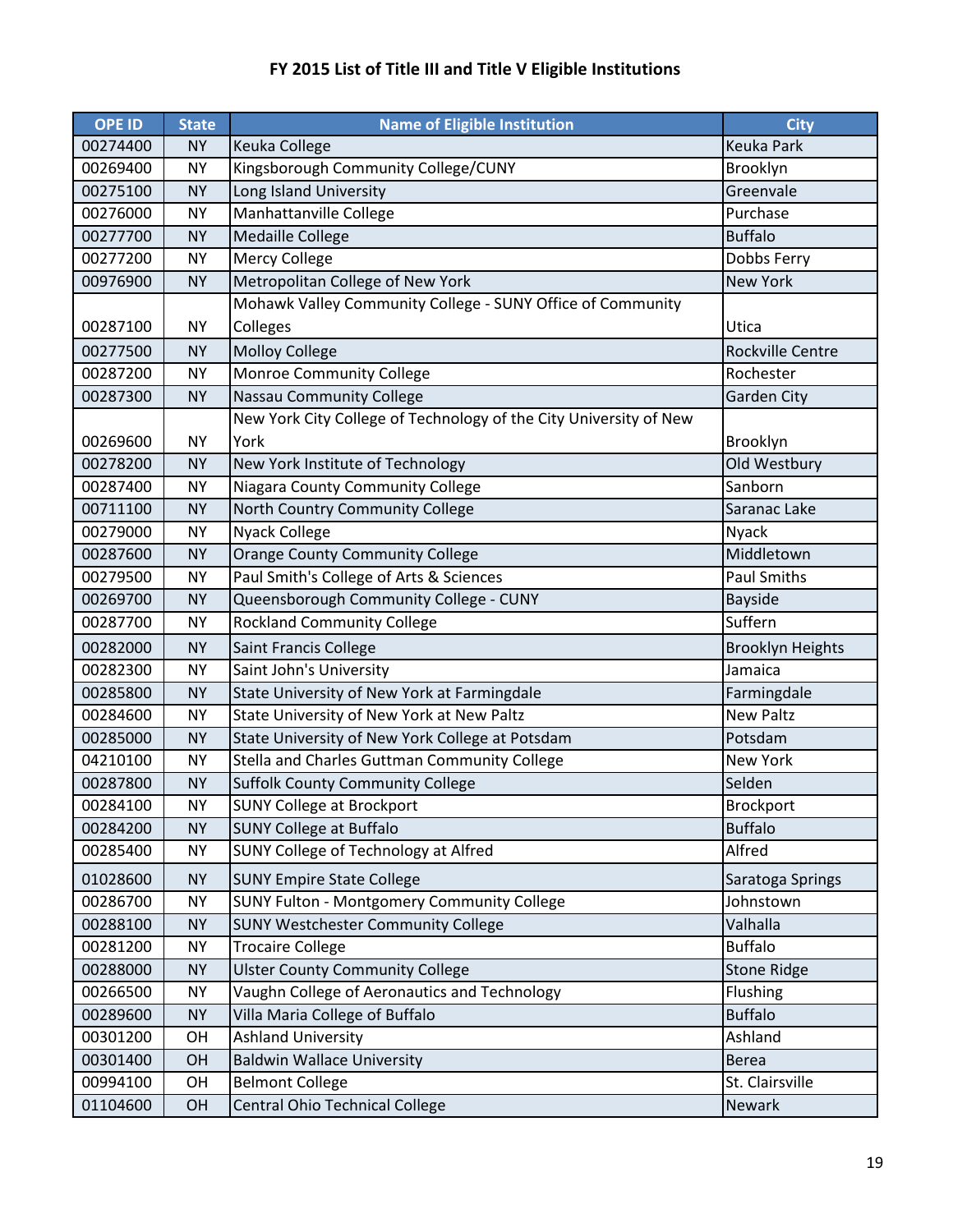# FY 2015 List of Title III and Title V Eligible Institutions

| OPE ID | State | Name of Eligible Institution | City |
|---|---|---|---|
| 00274400 | NY | Keuka College | Keuka Park |
| 00269400 | NY | Kingsborough Community College/CUNY | Brooklyn |
| 00275100 | NY | Long Island University | Greenvale |
| 00276000 | NY | Manhattanville College | Purchase |
| 00277700 | NY | Medaille College | Buffalo |
| 00277200 | NY | Mercy College | Dobbs Ferry |
| 00976900 | NY | Metropolitan College of New York | New York |
| 00287100 | NY | Mohawk Valley Community College - SUNY Office of Community Colleges | Utica |
| 00277500 | NY | Molloy College | Rockville Centre |
| 00287200 | NY | Monroe Community College | Rochester |
| 00287300 | NY | Nassau Community College | Garden City |
| 00269600 | NY | New York City College of Technology of the City University of New York | Brooklyn |
| 00278200 | NY | New York Institute of Technology | Old Westbury |
| 00287400 | NY | Niagara County Community College | Sanborn |
| 00711100 | NY | North Country Community College | Saranac Lake |
| 00279000 | NY | Nyack College | Nyack |
| 00287600 | NY | Orange County Community College | Middletown |
| 00279500 | NY | Paul Smith's College of Arts & Sciences | Paul Smiths |
| 00269700 | NY | Queensborough Community College - CUNY | Bayside |
| 00287700 | NY | Rockland Community College | Suffern |
| 00282000 | NY | Saint Francis College | Brooklyn Heights |
| 00282300 | NY | Saint John's University | Jamaica |
| 00285800 | NY | State University of New York at Farmingdale | Farmingdale |
| 00284600 | NY | State University of New York at New Paltz | New Paltz |
| 00285000 | NY | State University of New York College at Potsdam | Potsdam |
| 04210100 | NY | Stella and Charles Guttman Community College | New York |
| 00287800 | NY | Suffolk County Community College | Selden |
| 00284100 | NY | SUNY College at Brockport | Brockport |
| 00284200 | NY | SUNY College at Buffalo | Buffalo |
| 00285400 | NY | SUNY College of Technology at Alfred | Alfred |
| 01028600 | NY | SUNY Empire State College | Saratoga Springs |
| 00286700 | NY | SUNY Fulton - Montgomery Community College | Johnstown |
| 00288100 | NY | SUNY Westchester Community College | Valhalla |
| 00281200 | NY | Trocaire College | Buffalo |
| 00288000 | NY | Ulster County Community College | Stone Ridge |
| 00266500 | NY | Vaughn College of Aeronautics and Technology | Flushing |
| 00289600 | NY | Villa Maria College of Buffalo | Buffalo |
| 00301200 | OH | Ashland University | Ashland |
| 00301400 | OH | Baldwin Wallace University | Berea |
| 00994100 | OH | Belmont College | St. Clairsville |
| 01104600 | OH | Central Ohio Technical College | Newark |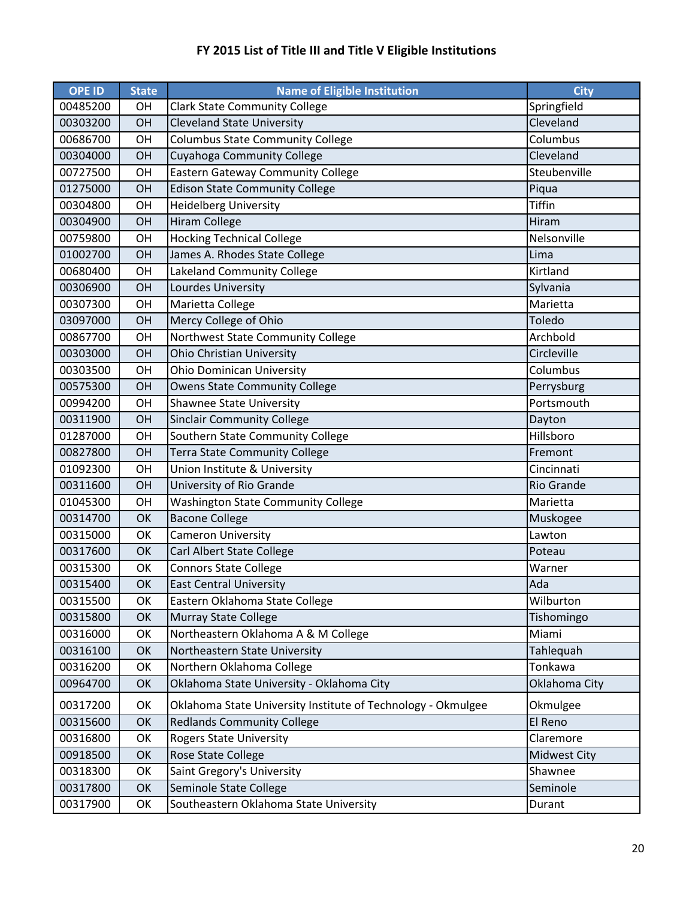# FY 2015 List of Title III and Title V Eligible Institutions

| OPE ID | State | Name of Eligible Institution | City |
|---|---|---|---|
| 00485200 | OH | Clark State Community College | Springfield |
| 00303200 | OH | Cleveland State University | Cleveland |
| 00686700 | OH | Columbus State Community College | Columbus |
| 00304000 | OH | Cuyahoga Community College | Cleveland |
| 00727500 | OH | Eastern Gateway Community College | Steubenville |
| 01275000 | OH | Edison State Community College | Piqua |
| 00304800 | OH | Heidelberg University | Tiffin |
| 00304900 | OH | Hiram College | Hiram |
| 00759800 | OH | Hocking Technical College | Nelsonville |
| 01002700 | OH | James A. Rhodes State College | Lima |
| 00680400 | OH | Lakeland Community College | Kirtland |
| 00306900 | OH | Lourdes University | Sylvania |
| 00307300 | OH | Marietta College | Marietta |
| 03097000 | OH | Mercy College of Ohio | Toledo |
| 00867700 | OH | Northwest State Community College | Archbold |
| 00303000 | OH | Ohio Christian University | Circleville |
| 00303500 | OH | Ohio Dominican University | Columbus |
| 00575300 | OH | Owens State Community College | Perrysburg |
| 00994200 | OH | Shawnee State University | Portsmouth |
| 00311900 | OH | Sinclair Community College | Dayton |
| 01287000 | OH | Southern State Community College | Hillsboro |
| 00827800 | OH | Terra State Community College | Fremont |
| 01092300 | OH | Union Institute & University | Cincinnati |
| 00311600 | OH | University of Rio Grande | Rio Grande |
| 01045300 | OH | Washington State Community College | Marietta |
| 00314700 | OK | Bacone College | Muskogee |
| 00315000 | OK | Cameron University | Lawton |
| 00317600 | OK | Carl Albert State College | Poteau |
| 00315300 | OK | Connors State College | Warner |
| 00315400 | OK | East Central University | Ada |
| 00315500 | OK | Eastern Oklahoma State College | Wilburton |
| 00315800 | OK | Murray State College | Tishomingo |
| 00316000 | OK | Northeastern Oklahoma A & M College | Miami |
| 00316100 | OK | Northeastern State University | Tahlequah |
| 00316200 | OK | Northern Oklahoma College | Tonkawa |
| 00964700 | OK | Oklahoma State University - Oklahoma City | Oklahoma City |
| 00317200 | OK | Oklahoma State University Institute of Technology - Okmulgee | Okmulgee |
| 00315600 | OK | Redlands Community College | El Reno |
| 00316800 | OK | Rogers State University | Claremore |
| 00918500 | OK | Rose State College | Midwest City |
| 00318300 | OK | Saint Gregory's University | Shawnee |
| 00317800 | OK | Seminole State College | Seminole |
| 00317900 | OK | Southeastern Oklahoma State University | Durant |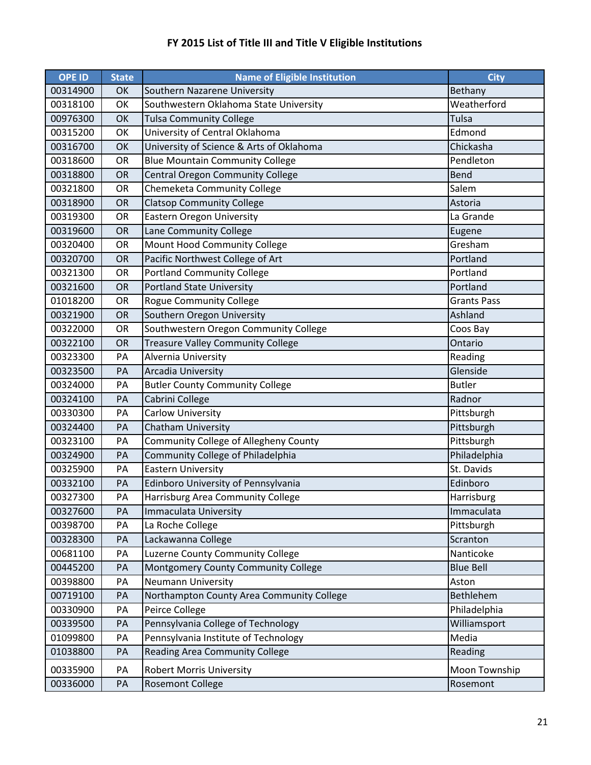# FY 2015 List of Title III and Title V Eligible Institutions

| OPE ID | State | Name of Eligible Institution | City |
|---|---|---|---|
| 00314900 | OK | Southern Nazarene University | Bethany |
| 00318100 | OK | Southwestern Oklahoma State University | Weatherford |
| 00976300 | OK | Tulsa Community College | Tulsa |
| 00315200 | OK | University of Central Oklahoma | Edmond |
| 00316700 | OK | University of Science & Arts of Oklahoma | Chickasha |
| 00318600 | OR | Blue Mountain Community College | Pendleton |
| 00318800 | OR | Central Oregon Community College | Bend |
| 00321800 | OR | Chemeketa Community College | Salem |
| 00318900 | OR | Clatsop Community College | Astoria |
| 00319300 | OR | Eastern Oregon University | La Grande |
| 00319600 | OR | Lane Community College | Eugene |
| 00320400 | OR | Mount Hood Community College | Gresham |
| 00320700 | OR | Pacific Northwest College of Art | Portland |
| 00321300 | OR | Portland Community College | Portland |
| 00321600 | OR | Portland State University | Portland |
| 01018200 | OR | Rogue Community College | Grants Pass |
| 00321900 | OR | Southern Oregon University | Ashland |
| 00322000 | OR | Southwestern Oregon Community College | Coos Bay |
| 00322100 | OR | Treasure Valley Community College | Ontario |
| 00323300 | PA | Alvernia University | Reading |
| 00323500 | PA | Arcadia University | Glenside |
| 00324000 | PA | Butler County Community College | Butler |
| 00324100 | PA | Cabrini College | Radnor |
| 00330300 | PA | Carlow University | Pittsburgh |
| 00324400 | PA | Chatham University | Pittsburgh |
| 00323100 | PA | Community College of Allegheny County | Pittsburgh |
| 00324900 | PA | Community College of Philadelphia | Philadelphia |
| 00325900 | PA | Eastern University | St. Davids |
| 00332100 | PA | Edinboro University of Pennsylvania | Edinboro |
| 00327300 | PA | Harrisburg Area Community College | Harrisburg |
| 00327600 | PA | Immaculata University | Immaculata |
| 00398700 | PA | La Roche College | Pittsburgh |
| 00328300 | PA | Lackawanna College | Scranton |
| 00681100 | PA | Luzerne County Community College | Nanticoke |
| 00445200 | PA | Montgomery County Community College | Blue Bell |
| 00398800 | PA | Neumann University | Aston |
| 00719100 | PA | Northampton County Area Community College | Bethlehem |
| 00330900 | PA | Peirce College | Philadelphia |
| 00339500 | PA | Pennsylvania College of Technology | Williamsport |
| 01099800 | PA | Pennsylvania Institute of Technology | Media |
| 01038800 | PA | Reading Area Community College | Reading |
| 00335900 | PA | Robert Morris University | Moon Township |
| 00336000 | PA | Rosemont College | Rosemont |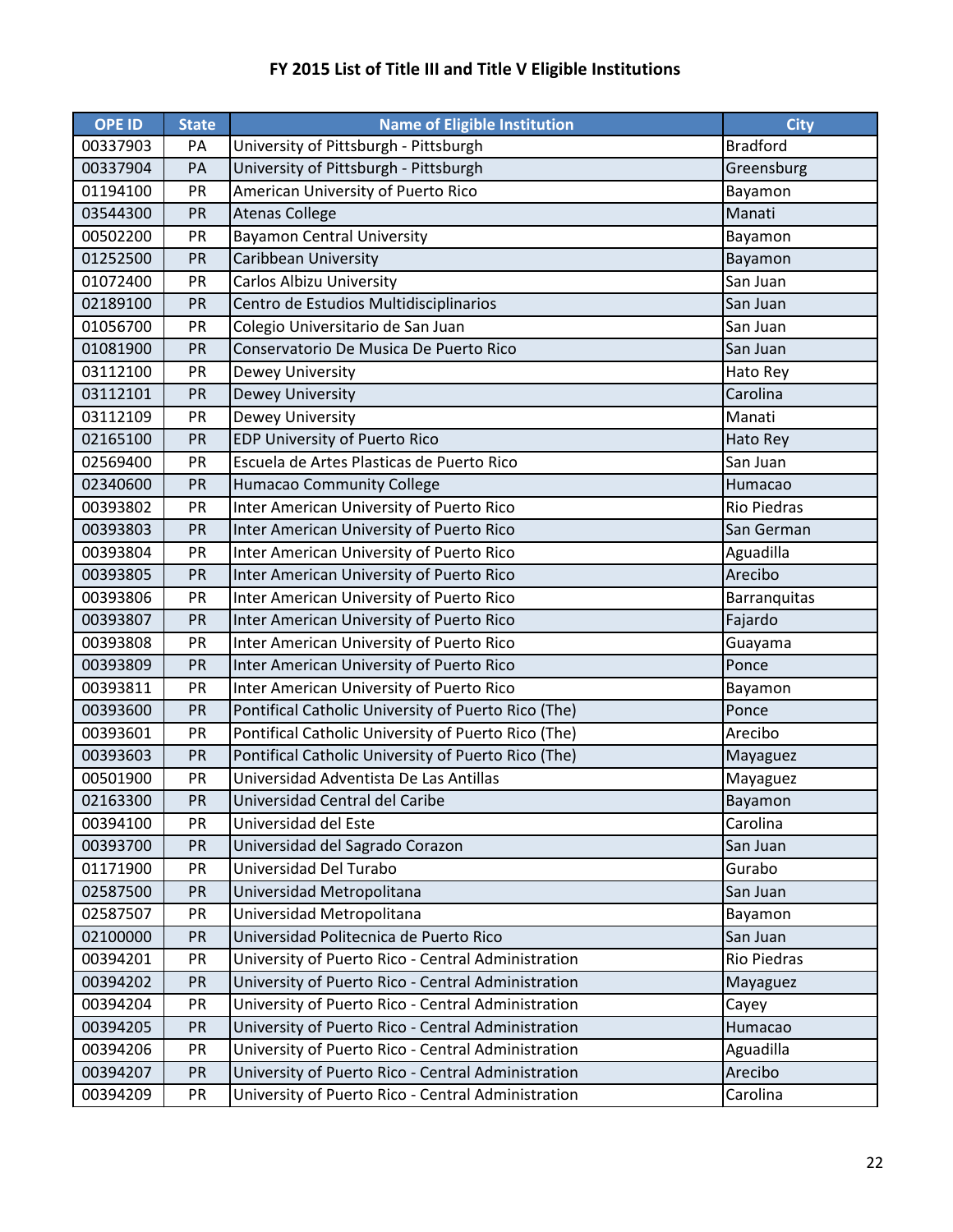# FY 2015 List of Title III and Title V Eligible Institutions

| OPE ID | State | Name of Eligible Institution | City |
|---|---|---|---|
| 00337903 | PA | University of Pittsburgh - Pittsburgh | Bradford |
| 00337904 | PA | University of Pittsburgh - Pittsburgh | Greensburg |
| 01194100 | PR | American University of Puerto Rico | Bayamon |
| 03544300 | PR | Atenas College | Manati |
| 00502200 | PR | Bayamon Central University | Bayamon |
| 01252500 | PR | Caribbean University | Bayamon |
| 01072400 | PR | Carlos Albizu University | San Juan |
| 02189100 | PR | Centro de Estudios Multidisciplinarios | San Juan |
| 01056700 | PR | Colegio Universitario de San Juan | San Juan |
| 01081900 | PR | Conservatorio De Musica De Puerto Rico | San Juan |
| 03112100 | PR | Dewey University | Hato Rey |
| 03112101 | PR | Dewey University | Carolina |
| 03112109 | PR | Dewey University | Manati |
| 02165100 | PR | EDP University of Puerto Rico | Hato Rey |
| 02569400 | PR | Escuela de Artes Plasticas de Puerto Rico | San Juan |
| 02340600 | PR | Humacao Community College | Humacao |
| 00393802 | PR | Inter American University of Puerto Rico | Rio Piedras |
| 00393803 | PR | Inter American University of Puerto Rico | San German |
| 00393804 | PR | Inter American University of Puerto Rico | Aguadilla |
| 00393805 | PR | Inter American University of Puerto Rico | Arecibo |
| 00393806 | PR | Inter American University of Puerto Rico | Barranquitas |
| 00393807 | PR | Inter American University of Puerto Rico | Fajardo |
| 00393808 | PR | Inter American University of Puerto Rico | Guayama |
| 00393809 | PR | Inter American University of Puerto Rico | Ponce |
| 00393811 | PR | Inter American University of Puerto Rico | Bayamon |
| 00393600 | PR | Pontifical Catholic University of Puerto Rico (The) | Ponce |
| 00393601 | PR | Pontifical Catholic University of Puerto Rico (The) | Arecibo |
| 00393603 | PR | Pontifical Catholic University of Puerto Rico (The) | Mayaguez |
| 00501900 | PR | Universidad Adventista De Las Antillas | Mayaguez |
| 02163300 | PR | Universidad Central del Caribe | Bayamon |
| 00394100 | PR | Universidad del Este | Carolina |
| 00393700 | PR | Universidad del Sagrado Corazon | San Juan |
| 01171900 | PR | Universidad Del Turabo | Gurabo |
| 02587500 | PR | Universidad Metropolitana | San Juan |
| 02587507 | PR | Universidad Metropolitana | Bayamon |
| 02100000 | PR | Universidad Politecnica de Puerto Rico | San Juan |
| 00394201 | PR | University of Puerto Rico - Central Administration | Rio Piedras |
| 00394202 | PR | University of Puerto Rico - Central Administration | Mayaguez |
| 00394204 | PR | University of Puerto Rico - Central Administration | Cayey |
| 00394205 | PR | University of Puerto Rico - Central Administration | Humacao |
| 00394206 | PR | University of Puerto Rico - Central Administration | Aguadilla |
| 00394207 | PR | University of Puerto Rico - Central Administration | Arecibo |
| 00394209 | PR | University of Puerto Rico - Central Administration | Carolina |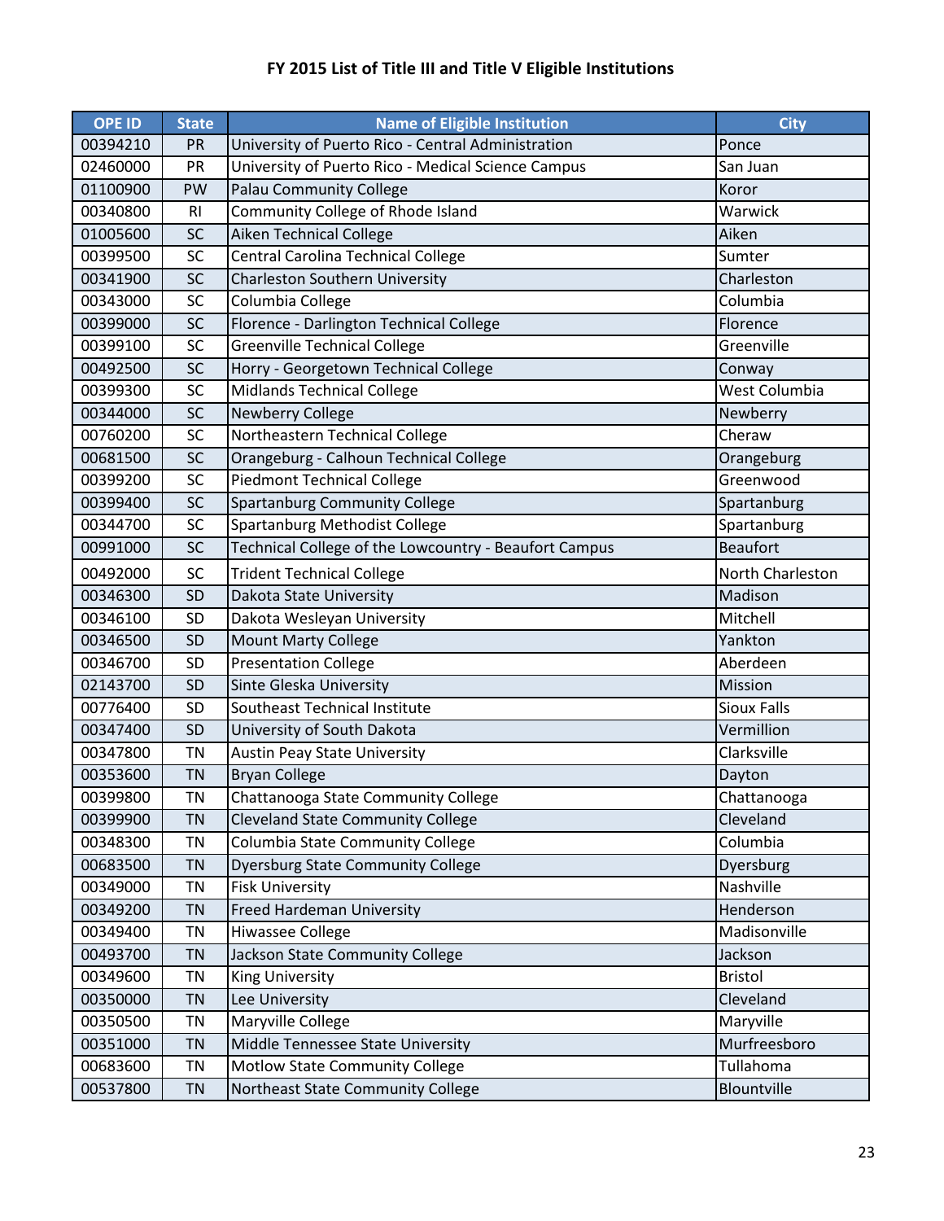# FY 2015 List of Title III and Title V Eligible Institutions

| OPE ID | State | Name of Eligible Institution | City |
|---|---|---|---|
| 00394210 | PR | University of Puerto Rico - Central Administration | Ponce |
| 02460000 | PR | University of Puerto Rico - Medical Science Campus | San Juan |
| 01100900 | PW | Palau Community College | Koror |
| 00340800 | RI | Community College of Rhode Island | Warwick |
| 01005600 | SC | Aiken Technical College | Aiken |
| 00399500 | SC | Central Carolina Technical College | Sumter |
| 00341900 | SC | Charleston Southern University | Charleston |
| 00343000 | SC | Columbia College | Columbia |
| 00399000 | SC | Florence - Darlington Technical College | Florence |
| 00399100 | SC | Greenville Technical College | Greenville |
| 00492500 | SC | Horry - Georgetown Technical College | Conway |
| 00399300 | SC | Midlands Technical College | West Columbia |
| 00344000 | SC | Newberry College | Newberry |
| 00760200 | SC | Northeastern Technical College | Cheraw |
| 00681500 | SC | Orangeburg - Calhoun Technical College | Orangeburg |
| 00399200 | SC | Piedmont Technical College | Greenwood |
| 00399400 | SC | Spartanburg Community College | Spartanburg |
| 00344700 | SC | Spartanburg Methodist College | Spartanburg |
| 00991000 | SC | Technical College of the Lowcountry - Beaufort Campus | Beaufort |
| 00492000 | SC | Trident Technical College | North Charleston |
| 00346300 | SD | Dakota State University | Madison |
| 00346100 | SD | Dakota Wesleyan University | Mitchell |
| 00346500 | SD | Mount Marty College | Yankton |
| 00346700 | SD | Presentation College | Aberdeen |
| 02143700 | SD | Sinte Gleska University | Mission |
| 00776400 | SD | Southeast Technical Institute | Sioux Falls |
| 00347400 | SD | University of South Dakota | Vermillion |
| 00347800 | TN | Austin Peay State University | Clarksville |
| 00353600 | TN | Bryan College | Dayton |
| 00399800 | TN | Chattanooga State Community College | Chattanooga |
| 00399900 | TN | Cleveland State Community College | Cleveland |
| 00348300 | TN | Columbia State Community College | Columbia |
| 00683500 | TN | Dyersburg State Community College | Dyersburg |
| 00349000 | TN | Fisk University | Nashville |
| 00349200 | TN | Freed Hardeman University | Henderson |
| 00349400 | TN | Hiwassee College | Madisonville |
| 00493700 | TN | Jackson State Community College | Jackson |
| 00349600 | TN | King University | Bristol |
| 00350000 | TN | Lee University | Cleveland |
| 00350500 | TN | Maryville College | Maryville |
| 00351000 | TN | Middle Tennessee State University | Murfreesboro |
| 00683600 | TN | Motlow State Community College | Tullahoma |
| 00537800 | TN | Northeast State Community College | Blountville |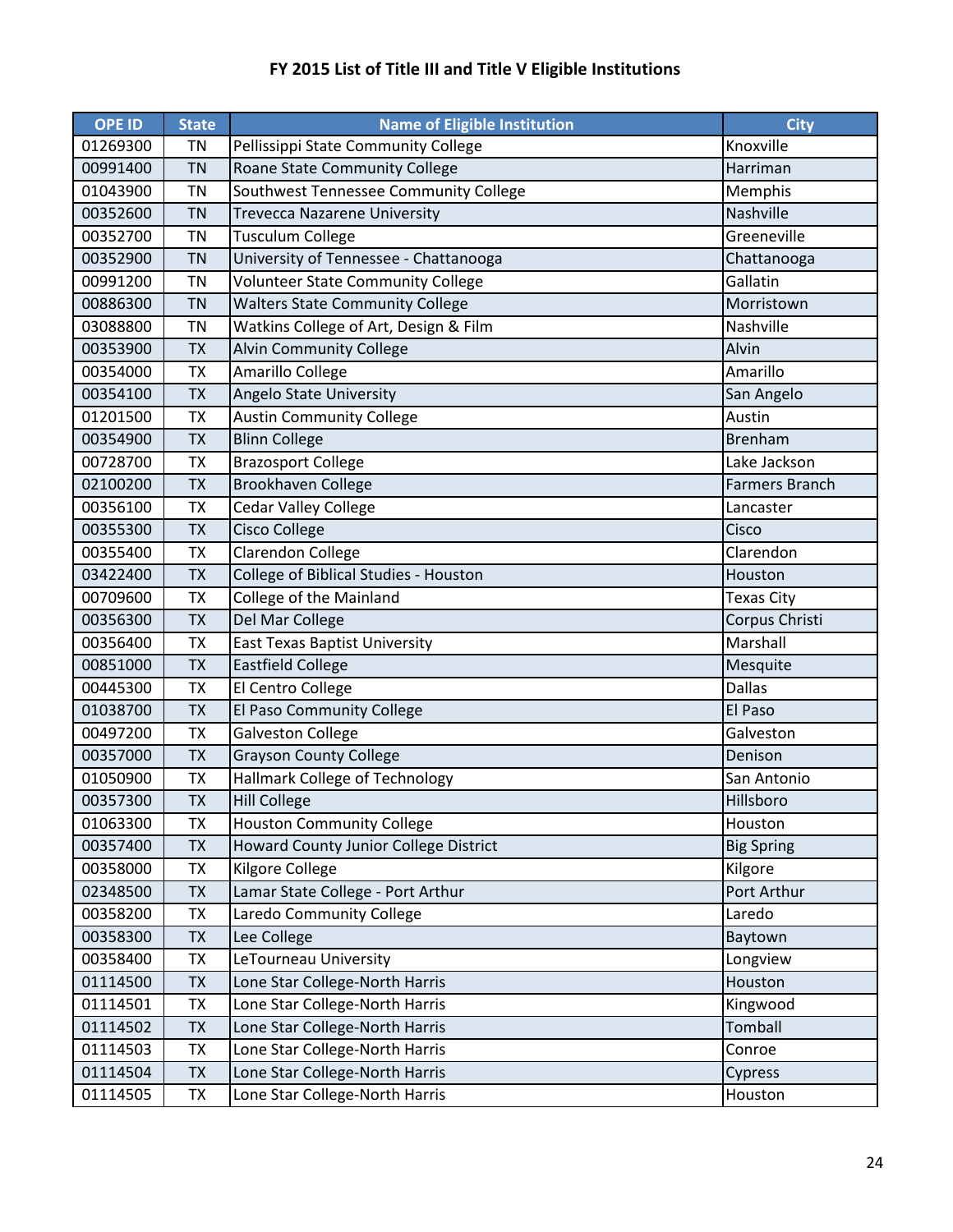# FY 2015 List of Title III and Title V Eligible Institutions

| OPE ID | State | Name of Eligible Institution | City |
|---|---|---|---|
| 01269300 | TN | Pellissippi State Community College | Knoxville |
| 00991400 | TN | Roane State Community College | Harriman |
| 01043900 | TN | Southwest Tennessee Community College | Memphis |
| 00352600 | TN | Trevecca Nazarene University | Nashville |
| 00352700 | TN | Tusculum College | Greeneville |
| 00352900 | TN | University of Tennessee - Chattanooga | Chattanooga |
| 00991200 | TN | Volunteer State Community College | Gallatin |
| 00886300 | TN | Walters State Community College | Morristown |
| 03088800 | TN | Watkins College of Art, Design & Film | Nashville |
| 00353900 | TX | Alvin Community College | Alvin |
| 00354000 | TX | Amarillo College | Amarillo |
| 00354100 | TX | Angelo State University | San Angelo |
| 01201500 | TX | Austin Community College | Austin |
| 00354900 | TX | Blinn College | Brenham |
| 00728700 | TX | Brazosport College | Lake Jackson |
| 02100200 | TX | Brookhaven College | Farmers Branch |
| 00356100 | TX | Cedar Valley College | Lancaster |
| 00355300 | TX | Cisco College | Cisco |
| 00355400 | TX | Clarendon College | Clarendon |
| 03422400 | TX | College of Biblical Studies - Houston | Houston |
| 00709600 | TX | College of the Mainland | Texas City |
| 00356300 | TX | Del Mar College | Corpus Christi |
| 00356400 | TX | East Texas Baptist University | Marshall |
| 00851000 | TX | Eastfield College | Mesquite |
| 00445300 | TX | El Centro College | Dallas |
| 01038700 | TX | El Paso Community College | El Paso |
| 00497200 | TX | Galveston College | Galveston |
| 00357000 | TX | Grayson County College | Denison |
| 01050900 | TX | Hallmark College of Technology | San Antonio |
| 00357300 | TX | Hill College | Hillsboro |
| 01063300 | TX | Houston Community College | Houston |
| 00357400 | TX | Howard County Junior College District | Big Spring |
| 00358000 | TX | Kilgore College | Kilgore |
| 02348500 | TX | Lamar State College - Port Arthur | Port Arthur |
| 00358200 | TX | Laredo Community College | Laredo |
| 00358300 | TX | Lee College | Baytown |
| 00358400 | TX | LeTourneau University | Longview |
| 01114500 | TX | Lone Star College-North Harris | Houston |
| 01114501 | TX | Lone Star College-North Harris | Kingwood |
| 01114502 | TX | Lone Star College-North Harris | Tomball |
| 01114503 | TX | Lone Star College-North Harris | Conroe |
| 01114504 | TX | Lone Star College-North Harris | Cypress |
| 01114505 | TX | Lone Star College-North Harris | Houston |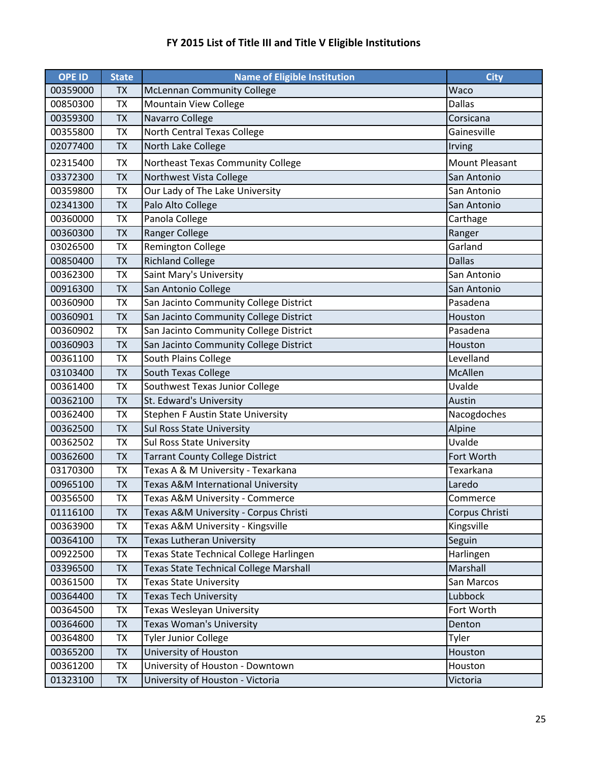# FY 2015 List of Title III and Title V Eligible Institutions

| OPE ID | State | Name of Eligible Institution | City |
|---|---|---|---|
| 00359000 | TX | McLennan Community College | Waco |
| 00850300 | TX | Mountain View College | Dallas |
| 00359300 | TX | Navarro College | Corsicana |
| 00355800 | TX | North Central Texas College | Gainesville |
| 02077400 | TX | North Lake College | Irving |
| 02315400 | TX | Northeast Texas Community College | Mount Pleasant |
| 03372300 | TX | Northwest Vista College | San Antonio |
| 00359800 | TX | Our Lady of The Lake University | San Antonio |
| 02341300 | TX | Palo Alto College | San Antonio |
| 00360000 | TX | Panola College | Carthage |
| 00360300 | TX | Ranger College | Ranger |
| 03026500 | TX | Remington College | Garland |
| 00850400 | TX | Richland College | Dallas |
| 00362300 | TX | Saint Mary's University | San Antonio |
| 00916300 | TX | San Antonio College | San Antonio |
| 00360900 | TX | San Jacinto Community College District | Pasadena |
| 00360901 | TX | San Jacinto Community College District | Houston |
| 00360902 | TX | San Jacinto Community College District | Pasadena |
| 00360903 | TX | San Jacinto Community College District | Houston |
| 00361100 | TX | South Plains College | Levelland |
| 03103400 | TX | South Texas College | McAllen |
| 00361400 | TX | Southwest Texas Junior College | Uvalde |
| 00362100 | TX | St. Edward's University | Austin |
| 00362400 | TX | Stephen F Austin State University | Nacogdoches |
| 00362500 | TX | Sul Ross State University | Alpine |
| 00362502 | TX | Sul Ross State University | Uvalde |
| 00362600 | TX | Tarrant County College District | Fort Worth |
| 03170300 | TX | Texas A & M University - Texarkana | Texarkana |
| 00965100 | TX | Texas A&M International University | Laredo |
| 00356500 | TX | Texas A&M University - Commerce | Commerce |
| 01116100 | TX | Texas A&M University - Corpus Christi | Corpus Christi |
| 00363900 | TX | Texas A&M University - Kingsville | Kingsville |
| 00364100 | TX | Texas Lutheran University | Seguin |
| 00922500 | TX | Texas State Technical College Harlingen | Harlingen |
| 03396500 | TX | Texas State Technical College Marshall | Marshall |
| 00361500 | TX | Texas State University | San Marcos |
| 00364400 | TX | Texas Tech University | Lubbock |
| 00364500 | TX | Texas Wesleyan University | Fort Worth |
| 00364600 | TX | Texas Woman's University | Denton |
| 00364800 | TX | Tyler Junior College | Tyler |
| 00365200 | TX | University of Houston | Houston |
| 00361200 | TX | University of Houston - Downtown | Houston |
| 01323100 | TX | University of Houston - Victoria | Victoria |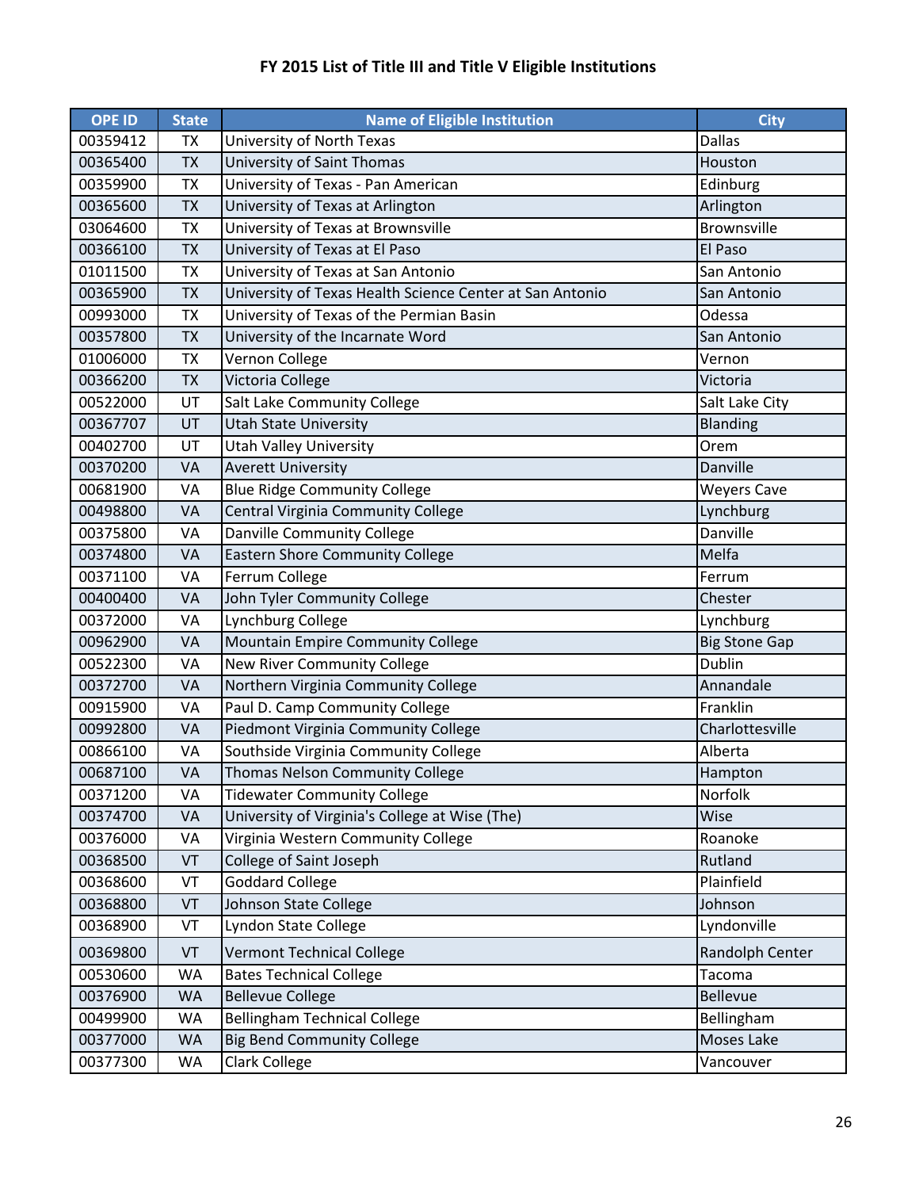# FY 2015 List of Title III and Title V Eligible Institutions

| OPE ID | State | Name of Eligible Institution | City |
|---|---|---|---|
| 00359412 | TX | University of North Texas | Dallas |
| 00365400 | TX | University of Saint Thomas | Houston |
| 00359900 | TX | University of Texas - Pan American | Edinburg |
| 00365600 | TX | University of Texas at Arlington | Arlington |
| 03064600 | TX | University of Texas at Brownsville | Brownsville |
| 00366100 | TX | University of Texas at El Paso | El Paso |
| 01011500 | TX | University of Texas at San Antonio | San Antonio |
| 00365900 | TX | University of Texas Health Science Center at San Antonio | San Antonio |
| 00993000 | TX | University of Texas of the Permian Basin | Odessa |
| 00357800 | TX | University of the Incarnate Word | San Antonio |
| 01006000 | TX | Vernon College | Vernon |
| 00366200 | TX | Victoria College | Victoria |
| 00522000 | UT | Salt Lake Community College | Salt Lake City |
| 00367707 | UT | Utah State University | Blanding |
| 00402700 | UT | Utah Valley University | Orem |
| 00370200 | VA | Averett University | Danville |
| 00681900 | VA | Blue Ridge Community College | Weyers Cave |
| 00498800 | VA | Central Virginia Community College | Lynchburg |
| 00375800 | VA | Danville Community College | Danville |
| 00374800 | VA | Eastern Shore Community College | Melfa |
| 00371100 | VA | Ferrum College | Ferrum |
| 00400400 | VA | John Tyler Community College | Chester |
| 00372000 | VA | Lynchburg College | Lynchburg |
| 00962900 | VA | Mountain Empire Community College | Big Stone Gap |
| 00522300 | VA | New River Community College | Dublin |
| 00372700 | VA | Northern Virginia Community College | Annandale |
| 00915900 | VA | Paul D. Camp Community College | Franklin |
| 00992800 | VA | Piedmont Virginia Community College | Charlottesville |
| 00866100 | VA | Southside Virginia Community College | Alberta |
| 00687100 | VA | Thomas Nelson Community College | Hampton |
| 00371200 | VA | Tidewater Community College | Norfolk |
| 00374700 | VA | University of Virginia's College at Wise (The) | Wise |
| 00376000 | VA | Virginia Western Community College | Roanoke |
| 00368500 | VT | College of Saint Joseph | Rutland |
| 00368600 | VT | Goddard College | Plainfield |
| 00368800 | VT | Johnson State College | Johnson |
| 00368900 | VT | Lyndon State College | Lyndonville |
| 00369800 | VT | Vermont Technical College | Randolph Center |
| 00530600 | WA | Bates Technical College | Tacoma |
| 00376900 | WA | Bellevue College | Bellevue |
| 00499900 | WA | Bellingham Technical College | Bellingham |
| 00377000 | WA | Big Bend Community College | Moses Lake |
| 00377300 | WA | Clark College | Vancouver |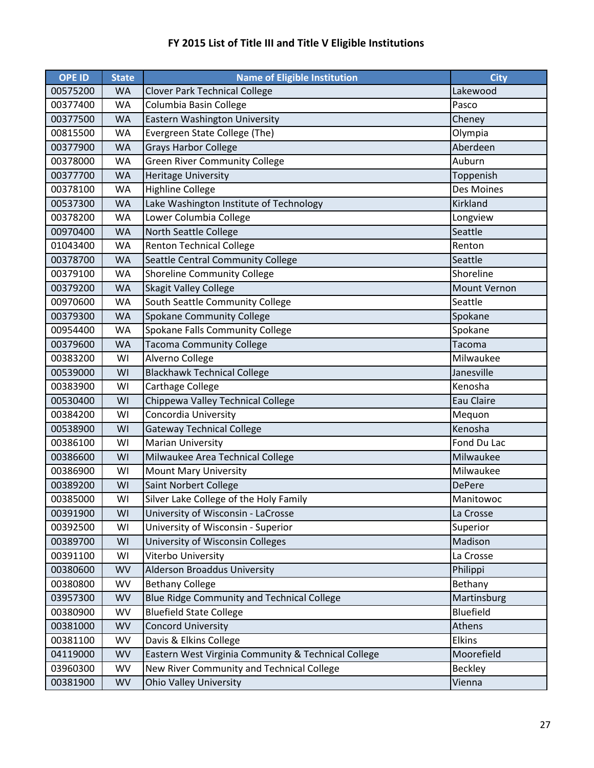# FY 2015 List of Title III and Title V Eligible Institutions

| OPE ID | State | Name of Eligible Institution | City |
|---|---|---|---|
| 00575200 | WA | Clover Park Technical College | Lakewood |
| 00377400 | WA | Columbia Basin College | Pasco |
| 00377500 | WA | Eastern Washington University | Cheney |
| 00815500 | WA | Evergreen State College (The) | Olympia |
| 00377900 | WA | Grays Harbor College | Aberdeen |
| 00378000 | WA | Green River Community College | Auburn |
| 00377700 | WA | Heritage University | Toppenish |
| 00378100 | WA | Highline College | Des Moines |
| 00537300 | WA | Lake Washington Institute of Technology | Kirkland |
| 00378200 | WA | Lower Columbia College | Longview |
| 00970400 | WA | North Seattle College | Seattle |
| 01043400 | WA | Renton Technical College | Renton |
| 00378700 | WA | Seattle Central Community College | Seattle |
| 00379100 | WA | Shoreline Community College | Shoreline |
| 00379200 | WA | Skagit Valley College | Mount Vernon |
| 00970600 | WA | South Seattle Community College | Seattle |
| 00379300 | WA | Spokane Community College | Spokane |
| 00954400 | WA | Spokane Falls Community College | Spokane |
| 00379600 | WA | Tacoma Community College | Tacoma |
| 00383200 | WI | Alverno College | Milwaukee |
| 00539000 | WI | Blackhawk Technical College | Janesville |
| 00383900 | WI | Carthage College | Kenosha |
| 00530400 | WI | Chippewa Valley Technical College | Eau Claire |
| 00384200 | WI | Concordia University | Mequon |
| 00538900 | WI | Gateway Technical College | Kenosha |
| 00386100 | WI | Marian University | Fond Du Lac |
| 00386600 | WI | Milwaukee Area Technical College | Milwaukee |
| 00386900 | WI | Mount Mary University | Milwaukee |
| 00389200 | WI | Saint Norbert College | DePere |
| 00385000 | WI | Silver Lake College of the Holy Family | Manitowoc |
| 00391900 | WI | University of Wisconsin - LaCrosse | La Crosse |
| 00392500 | WI | University of Wisconsin - Superior | Superior |
| 00389700 | WI | University of Wisconsin Colleges | Madison |
| 00391100 | WI | Viterbo University | La Crosse |
| 00380600 | WV | Alderson Broaddus University | Philippi |
| 00380800 | WV | Bethany College | Bethany |
| 03957300 | WV | Blue Ridge Community and Technical College | Martinsburg |
| 00380900 | WV | Bluefield State College | Bluefield |
| 00381000 | WV | Concord University | Athens |
| 00381100 | WV | Davis & Elkins College | Elkins |
| 04119000 | WV | Eastern West Virginia Community & Technical College | Moorefield |
| 03960300 | WV | New River Community and Technical College | Beckley |
| 00381900 | WV | Ohio Valley University | Vienna |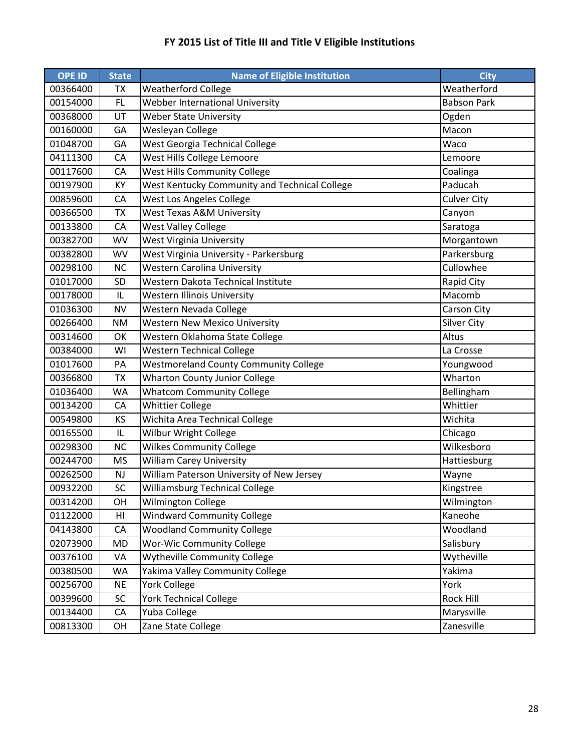# FY 2015 List of Title III and Title V Eligible Institutions

| OPE ID | State | Name of Eligible Institution | City |
| --- | --- | --- | --- |
| 00366400 | TX | Weatherford College | Weatherford |
| 00154000 | FL | Webber International University | Babson Park |
| 00368000 | UT | Weber State University | Ogden |
| 00160000 | GA | Wesleyan College | Macon |
| 01048700 | GA | West Georgia Technical College | Waco |
| 04111300 | CA | West Hills College Lemoore | Lemoore |
| 00117600 | CA | West Hills Community College | Coalinga |
| 00197900 | KY | West Kentucky Community and Technical College | Paducah |
| 00859600 | CA | West Los Angeles College | Culver City |
| 00366500 | TX | West Texas A&M University | Canyon |
| 00133800 | CA | West Valley College | Saratoga |
| 00382700 | WV | West Virginia University | Morgantown |
| 00382800 | WV | West Virginia University - Parkersburg | Parkersburg |
| 00298100 | NC | Western Carolina University | Cullowhee |
| 01017000 | SD | Western Dakota Technical Institute | Rapid City |
| 00178000 | IL | Western Illinois University | Macomb |
| 01036300 | NV | Western Nevada College | Carson City |
| 00266400 | NM | Western New Mexico University | Silver City |
| 00314600 | OK | Western Oklahoma State College | Altus |
| 00384000 | WI | Western Technical College | La Crosse |
| 01017600 | PA | Westmoreland County Community College | Youngwood |
| 00366800 | TX | Wharton County Junior College | Wharton |
| 01036400 | WA | Whatcom Community College | Bellingham |
| 00134200 | CA | Whittier College | Whittier |
| 00549800 | KS | Wichita Area Technical College | Wichita |
| 00165500 | IL | Wilbur Wright College | Chicago |
| 00298300 | NC | Wilkes Community College | Wilkesboro |
| 00244700 | MS | William Carey University | Hattiesburg |
| 00262500 | NJ | William Paterson University of New Jersey | Wayne |
| 00932200 | SC | Williamsburg Technical College | Kingstree |
| 00314200 | OH | Wilmington College | Wilmington |
| 01122000 | HI | Windward Community College | Kaneohe |
| 04143800 | CA | Woodland Community College | Woodland |
| 02073900 | MD | Wor-Wic Community College | Salisbury |
| 00376100 | VA | Wytheville Community College | Wytheville |
| 00380500 | WA | Yakima Valley Community College | Yakima |
| 00256700 | NE | York College | York |
| 00399600 | SC | York Technical College | Rock Hill |
| 00134400 | CA | Yuba College | Marysville |
| 00813300 | OH | Zane State College | Zanesville |